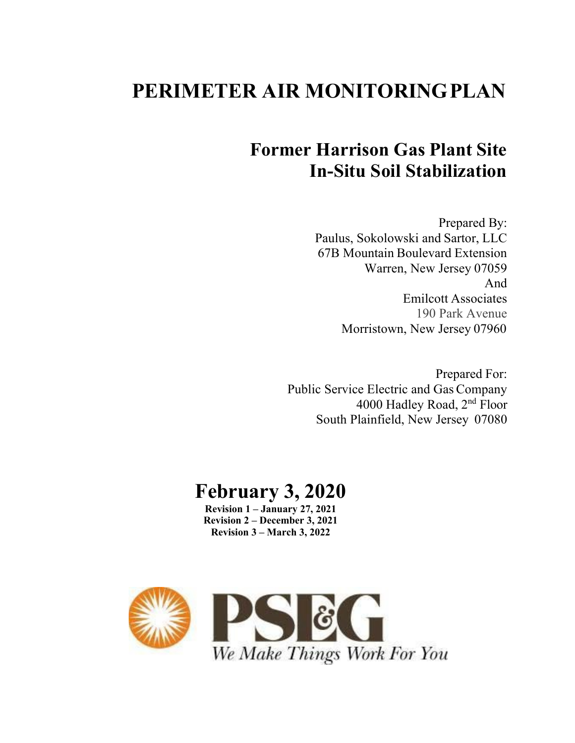# PERIMETER AIR MONITORING PLAN

## Former Harrison Gas Plant Site
## In-Situ Soil Stabilization

Prepared By:
Paulus, Sokolowski and Sartor, LLC
67B Mountain Boulevard Extension
Warren, New Jersey 07059
And
Emilcott Associates
190 Park Avenue
Morristown, New Jersey 07960

Prepared For:
Public Service Electric and Gas Company
4000 Hadley Road, 2nd Floor
South Plainfield, New Jersey 07080

# February 3, 2020

**Revision 1 – January 27, 2021**
**Revision 2 – December 3, 2021**
**Revision 3 – March 3, 2022**

PSE&G

*We Make Things Work For You*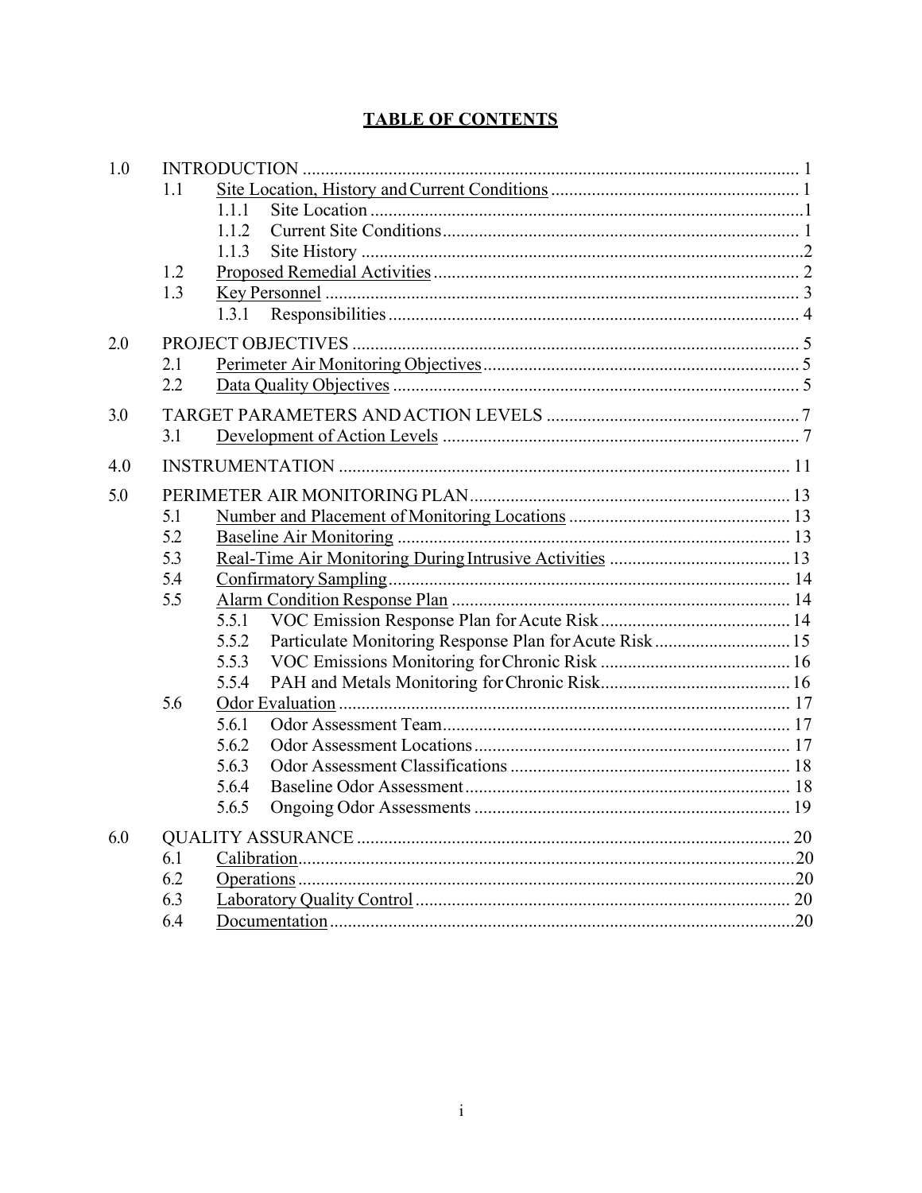# TABLE OF CONTENTS

| | | | |
|---|---|---|---|
| 1.0 | INTRODUCTION | | 1 |
| | 1.1 | Site Location, History and Current Conditions | 1 |
| | | 1.1.1 Site Location | 1 |
| | | 1.1.2 Current Site Conditions | 1 |
| | | 1.1.3 Site History | 2 |
| | 1.2 | Proposed Remedial Activities | 2 |
| | 1.3 | Key Personnel | 3 |
| | | 1.3.1 Responsibilities | 4 |
| 2.0 | PROJECT OBJECTIVES | | 5 |
| | 2.1 | Perimeter Air Monitoring Objectives | 5 |
| | 2.2 | Data Quality Objectives | 5 |
| 3.0 | TARGET PARAMETERS AND ACTION LEVELS | | 7 |
| | 3.1 | Development of Action Levels | 7 |
| 4.0 | INSTRUMENTATION | | 11 |
| 5.0 | PERIMETER AIR MONITORING PLAN | | 13 |
| | 5.1 | Number and Placement of Monitoring Locations | 13 |
| | 5.2 | Baseline Air Monitoring | 13 |
| | 5.3 | Real-Time Air Monitoring During Intrusive Activities | 13 |
| | 5.4 | Confirmatory Sampling | 14 |
| | 5.5 | Alarm Condition Response Plan | 14 |
| | | 5.5.1 VOC Emission Response Plan for Acute Risk | 14 |
| | | 5.5.2 Particulate Monitoring Response Plan for Acute Risk | 15 |
| | | 5.5.3 VOC Emissions Monitoring for Chronic Risk | 16 |
| | | 5.5.4 PAH and Metals Monitoring for Chronic Risk | 16 |
| | 5.6 | Odor Evaluation | 17 |
| | | 5.6.1 Odor Assessment Team | 17 |
| | | 5.6.2 Odor Assessment Locations | 17 |
| | | 5.6.3 Odor Assessment Classifications | 18 |
| | | 5.6.4 Baseline Odor Assessment | 18 |
| | | 5.6.5 Ongoing Odor Assessments | 19 |
| 6.0 | QUALITY ASSURANCE | | 20 |
| | 6.1 | Calibration | 20 |
| | 6.2 | Operations | 20 |
| | 6.3 | Laboratory Quality Control | 20 |
| | 6.4 | Documentation | 20 |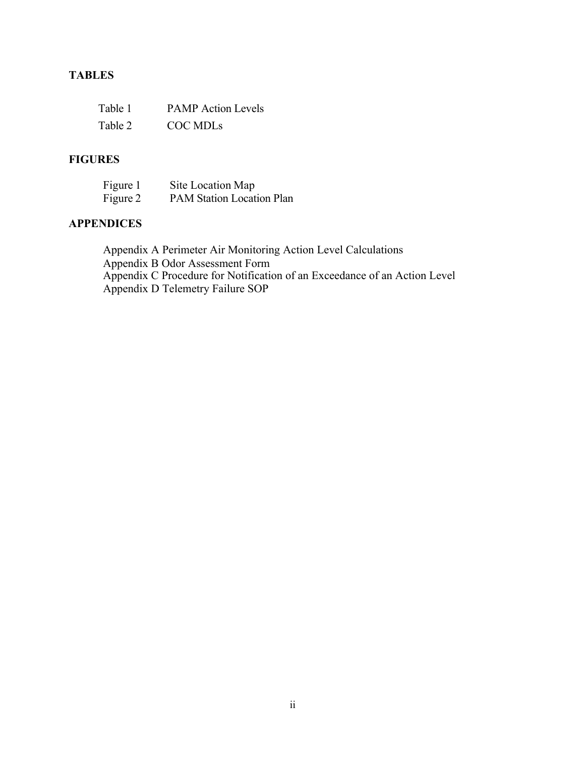## TABLES

| | |
|---|---|
| Table 1 | PAMP Action Levels |
| Table 2 | COC MDLs |

## FIGURES

| | |
|---|---|
| Figure 1 | Site Location Map |
| Figure 2 | PAM Station Location Plan |

## APPENDICES

Appendix A Perimeter Air Monitoring Action Level Calculations
Appendix B Odor Assessment Form
Appendix C Procedure for Notification of an Exceedance of an Action Level
Appendix D Telemetry Failure SOP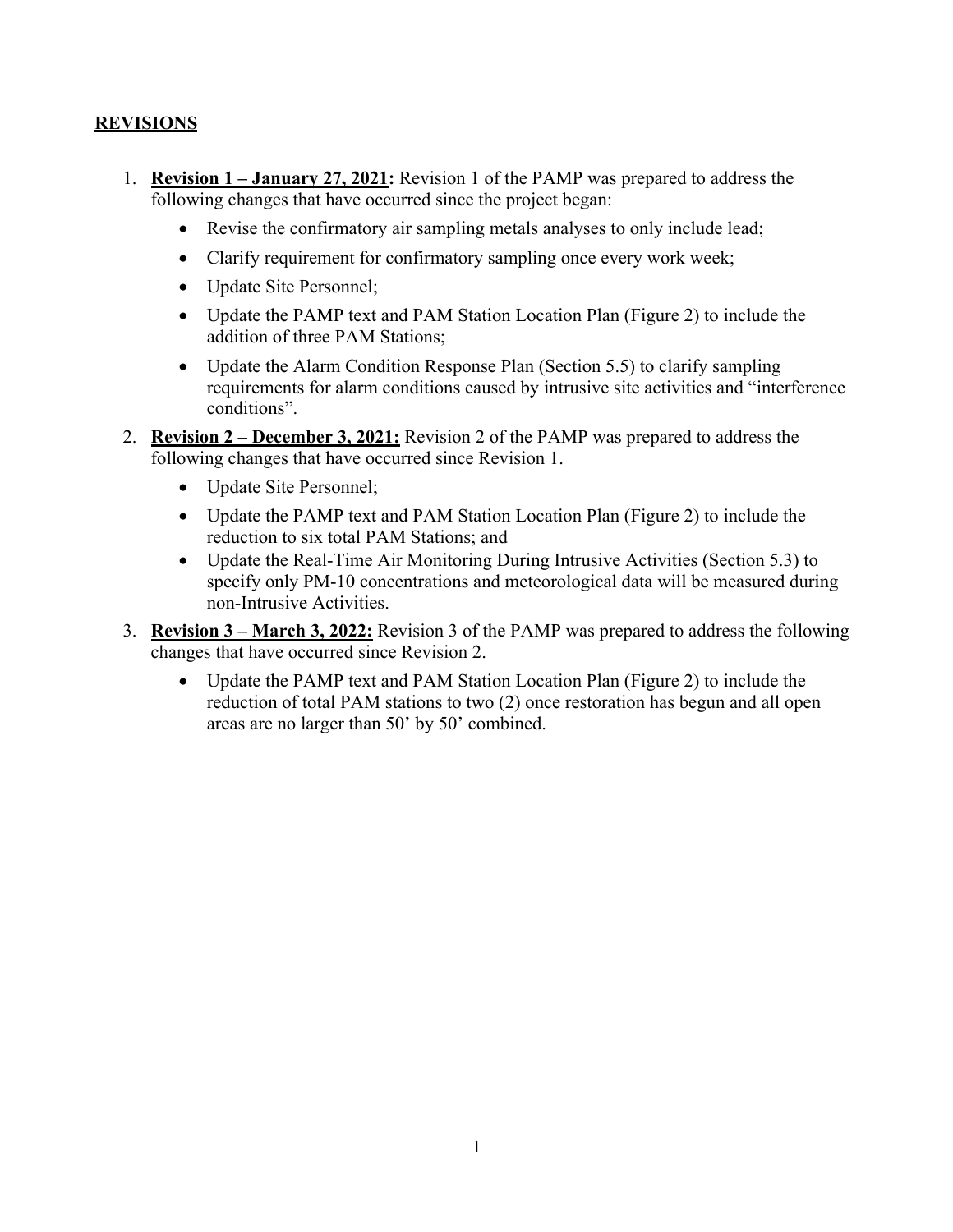## REVISIONS

1. **Revision 1 – January 27, 2021:** Revision 1 of the PAMP was prepared to address the following changes that have occurred since the project began:
   - Revise the confirmatory air sampling metals analyses to only include lead;
   - Clarify requirement for confirmatory sampling once every work week;
   - Update Site Personnel;
   - Update the PAMP text and PAM Station Location Plan (Figure 2) to include the addition of three PAM Stations;
   - Update the Alarm Condition Response Plan (Section 5.5) to clarify sampling requirements for alarm conditions caused by intrusive site activities and "interference conditions".
2. **Revision 2 – December 3, 2021:** Revision 2 of the PAMP was prepared to address the following changes that have occurred since Revision 1.
   - Update Site Personnel;
   - Update the PAMP text and PAM Station Location Plan (Figure 2) to include the reduction to six total PAM Stations; and
   - Update the Real-Time Air Monitoring During Intrusive Activities (Section 5.3) to specify only PM-10 concentrations and meteorological data will be measured during non-Intrusive Activities.
3. **Revision 3 – March 3, 2022:** Revision 3 of the PAMP was prepared to address the following changes that have occurred since Revision 2.
   - Update the PAMP text and PAM Station Location Plan (Figure 2) to include the reduction of total PAM stations to two (2) once restoration has begun and all open areas are no larger than 50' by 50' combined.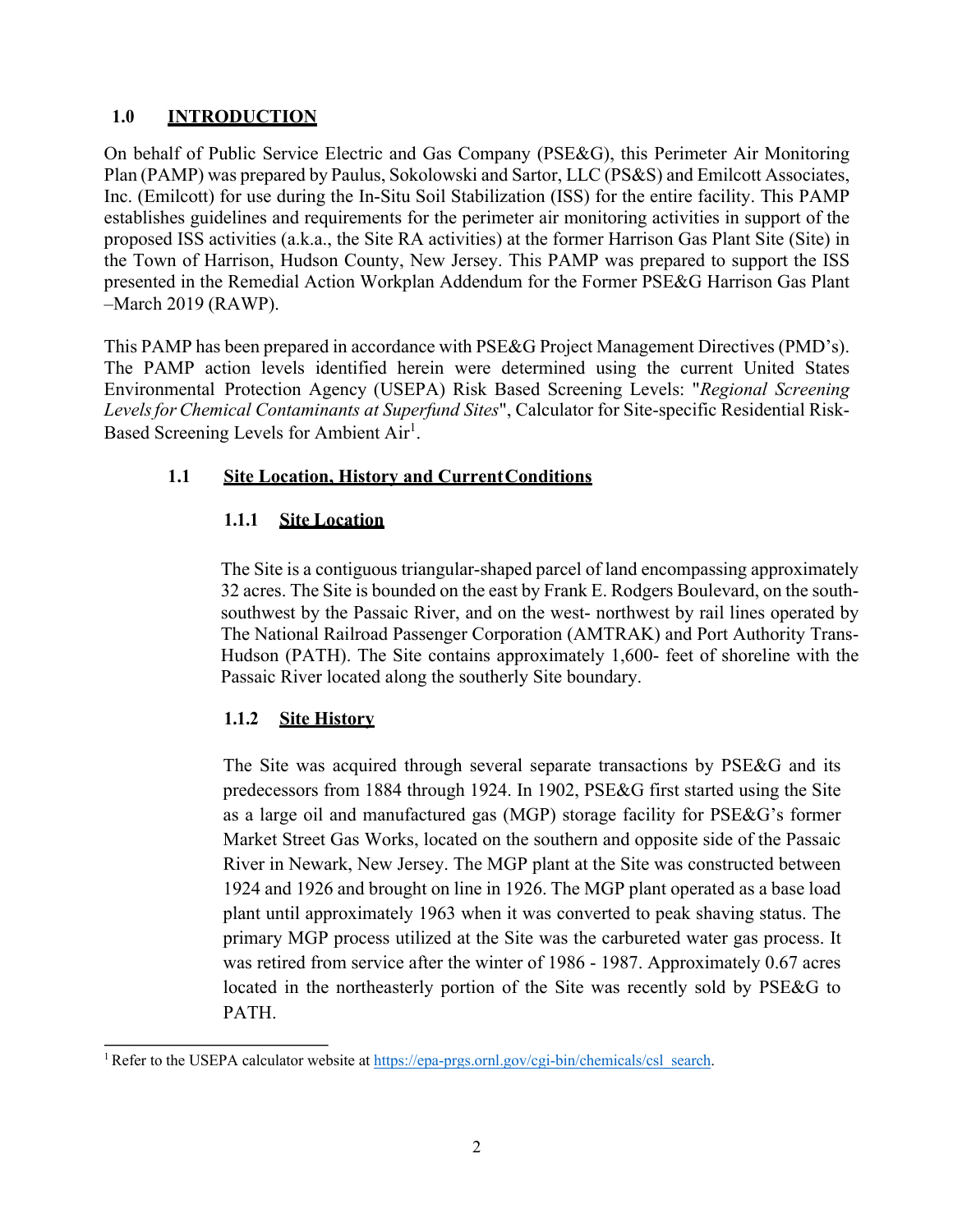## 1.0 INTRODUCTION

On behalf of Public Service Electric and Gas Company (PSE&G), this Perimeter Air Monitoring Plan (PAMP) was prepared by Paulus, Sokolowski and Sartor, LLC (PS&S) and Emilcott Associates, Inc. (Emilcott) for use during the In-Situ Soil Stabilization (ISS) for the entire facility. This PAMP establishes guidelines and requirements for the perimeter air monitoring activities in support of the proposed ISS activities (a.k.a., the Site RA activities) at the former Harrison Gas Plant Site (Site) in the Town of Harrison, Hudson County, New Jersey. This PAMP was prepared to support the ISS presented in the Remedial Action Workplan Addendum for the Former PSE&G Harrison Gas Plant –March 2019 (RAWP).

This PAMP has been prepared in accordance with PSE&G Project Management Directives (PMD's). The PAMP action levels identified herein were determined using the current United States Environmental Protection Agency (USEPA) Risk Based Screening Levels: "*Regional Screening Levels for Chemical Contaminants at Superfund Sites*", Calculator for Site-specific Residential Risk-Based Screening Levels for Ambient Air[1].

### 1.1 Site Location, History and Current Conditions

#### 1.1.1 Site Location

The Site is a contiguous triangular-shaped parcel of land encompassing approximately 32 acres. The Site is bounded on the east by Frank E. Rodgers Boulevard, on the south-southwest by the Passaic River, and on the west- northwest by rail lines operated by The National Railroad Passenger Corporation (AMTRAK) and Port Authority Trans-Hudson (PATH). The Site contains approximately 1,600- feet of shoreline with the Passaic River located along the southerly Site boundary.

#### 1.1.2 Site History

The Site was acquired through several separate transactions by PSE&G and its predecessors from 1884 through 1924. In 1902, PSE&G first started using the Site as a large oil and manufactured gas (MGP) storage facility for PSE&G's former Market Street Gas Works, located on the southern and opposite side of the Passaic River in Newark, New Jersey. The MGP plant at the Site was constructed between 1924 and 1926 and brought on line in 1926. The MGP plant operated as a base load plant until approximately 1963 when it was converted to peak shaving status. The primary MGP process utilized at the Site was the carbureted water gas process. It was retired from service after the winter of 1986 - 1987. Approximately 0.67 acres located in the northeasterly portion of the Site was recently sold by PSE&G to PATH.

---

[1] Refer to the USEPA calculator website at https://epa-prgs.ornl.gov/cgi-bin/chemicals/csl_search.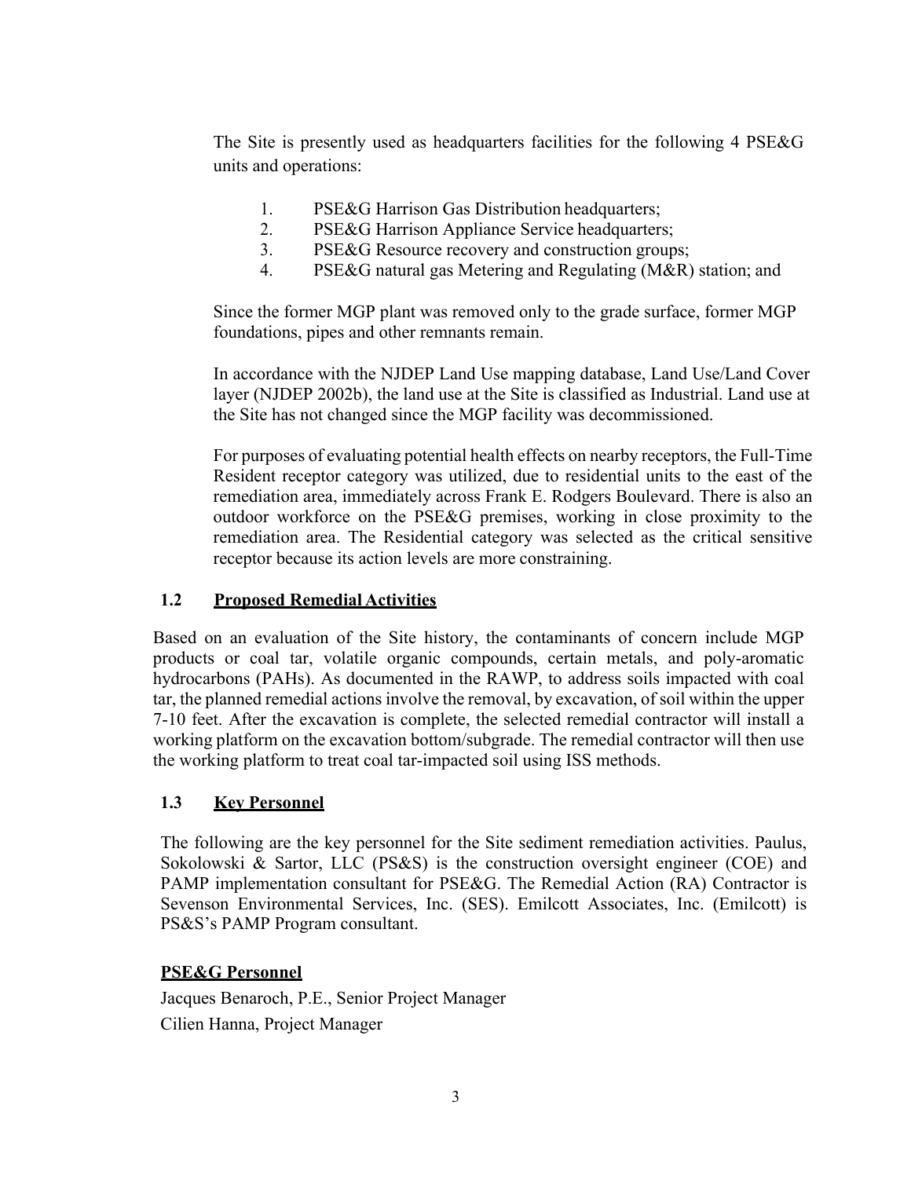The Site is presently used as headquarters facilities for the following 4 PSE&G units and operations:

1. PSE&G Harrison Gas Distribution headquarters;
2. PSE&G Harrison Appliance Service headquarters;
3. PSE&G Resource recovery and construction groups;
4. PSE&G natural gas Metering and Regulating (M&R) station; and

Since the former MGP plant was removed only to the grade surface, former MGP foundations, pipes and other remnants remain.

In accordance with the NJDEP Land Use mapping database, Land Use/Land Cover layer (NJDEP 2002b), the land use at the Site is classified as Industrial. Land use at the Site has not changed since the MGP facility was decommissioned.

For purposes of evaluating potential health effects on nearby receptors, the Full-Time Resident receptor category was utilized, due to residential units to the east of the remediation area, immediately across Frank E. Rodgers Boulevard. There is also an outdoor workforce on the PSE&G premises, working in close proximity to the remediation area. The Residential category was selected as the critical sensitive receptor because its action levels are more constraining.

### 1.2 Proposed Remedial Activities

Based on an evaluation of the Site history, the contaminants of concern include MGP products or coal tar, volatile organic compounds, certain metals, and poly-aromatic hydrocarbons (PAHs). As documented in the RAWP, to address soils impacted with coal tar, the planned remedial actions involve the removal, by excavation, of soil within the upper 7-10 feet. After the excavation is complete, the selected remedial contractor will install a working platform on the excavation bottom/subgrade. The remedial contractor will then use the working platform to treat coal tar-impacted soil using ISS methods.

### 1.3 Key Personnel

The following are the key personnel for the Site sediment remediation activities. Paulus, Sokolowski & Sartor, LLC (PS&S) is the construction oversight engineer (COE) and PAMP implementation consultant for PSE&G. The Remedial Action (RA) Contractor is Sevenson Environmental Services, Inc. (SES). Emilcott Associates, Inc. (Emilcott) is PS&S's PAMP Program consultant.

**PSE&G Personnel**

Jacques Benaroch, P.E., Senior Project Manager

Cilien Hanna, Project Manager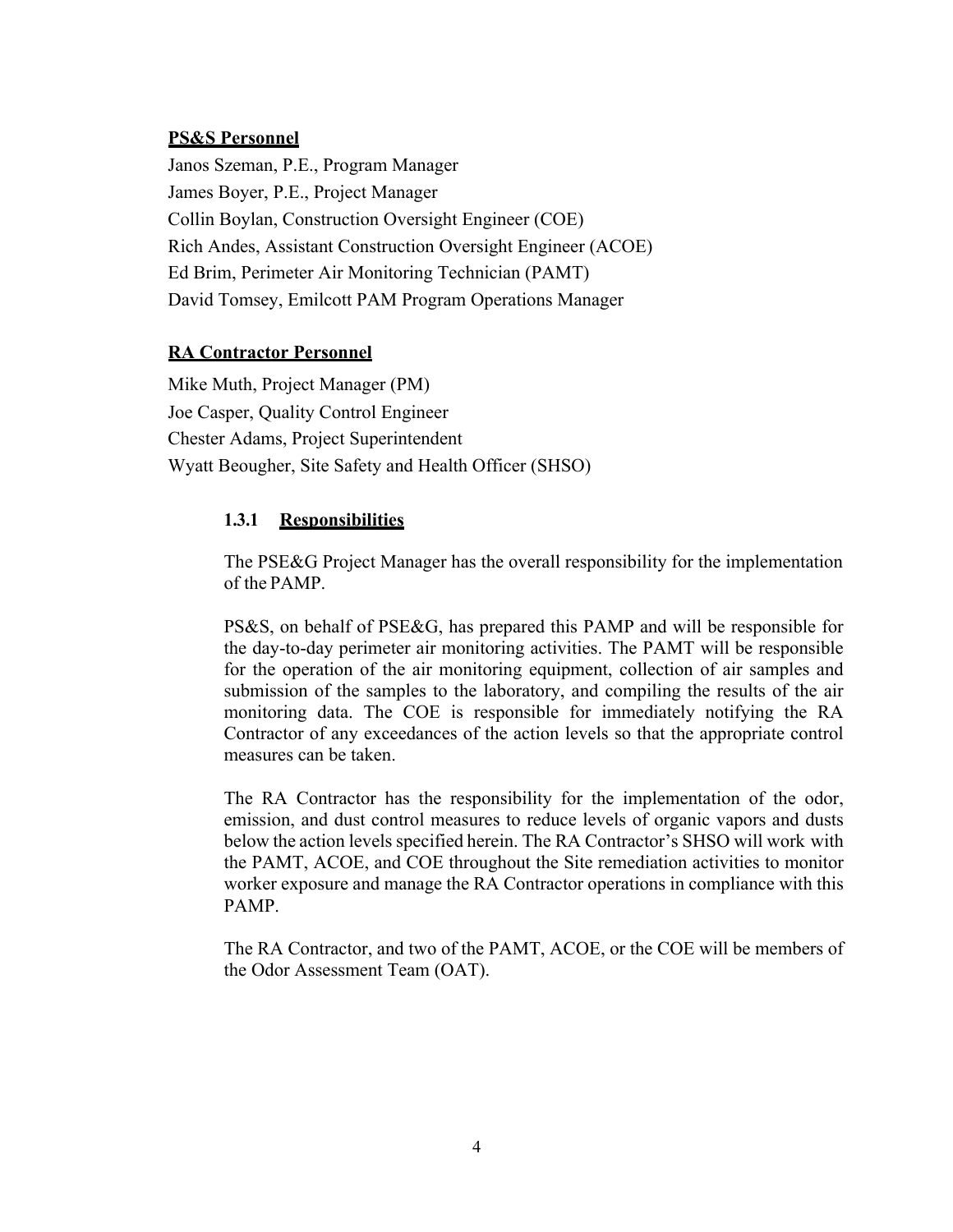**PS&S Personnel**

Janos Szeman, P.E., Program Manager  
James Boyer, P.E., Project Manager  
Collin Boylan, Construction Oversight Engineer (COE)  
Rich Andes, Assistant Construction Oversight Engineer (ACOE)  
Ed Brim, Perimeter Air Monitoring Technician (PAMT)  
David Tomsey, Emilcott PAM Program Operations Manager

**RA Contractor Personnel**

Mike Muth, Project Manager (PM)  
Joe Casper, Quality Control Engineer  
Chester Adams, Project Superintendent  
Wyatt Beougher, Site Safety and Health Officer (SHSO)

### 1.3.1 Responsibilities

The PSE&G Project Manager has the overall responsibility for the implementation of the PAMP.

PS&S, on behalf of PSE&G, has prepared this PAMP and will be responsible for the day-to-day perimeter air monitoring activities. The PAMT will be responsible for the operation of the air monitoring equipment, collection of air samples and submission of the samples to the laboratory, and compiling the results of the air monitoring data. The COE is responsible for immediately notifying the RA Contractor of any exceedances of the action levels so that the appropriate control measures can be taken.

The RA Contractor has the responsibility for the implementation of the odor, emission, and dust control measures to reduce levels of organic vapors and dusts below the action levels specified herein. The RA Contractor's SHSO will work with the PAMT, ACOE, and COE throughout the Site remediation activities to monitor worker exposure and manage the RA Contractor operations in compliance with this PAMP.

The RA Contractor, and two of the PAMT, ACOE, or the COE will be members of the Odor Assessment Team (OAT).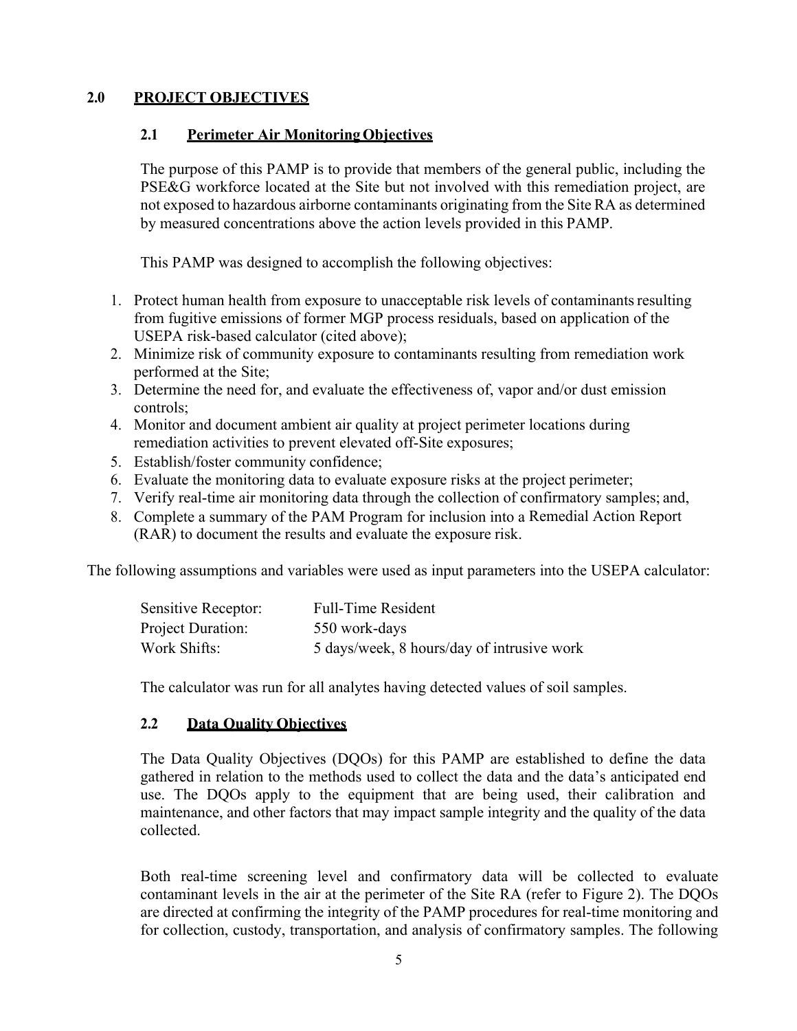## 2.0 PROJECT OBJECTIVES

### 2.1 Perimeter Air Monitoring Objectives

The purpose of this PAMP is to provide that members of the general public, including the PSE&G workforce located at the Site but not involved with this remediation project, are not exposed to hazardous airborne contaminants originating from the Site RA as determined by measured concentrations above the action levels provided in this PAMP.

This PAMP was designed to accomplish the following objectives:

1. Protect human health from exposure to unacceptable risk levels of contaminants resulting from fugitive emissions of former MGP process residuals, based on application of the USEPA risk-based calculator (cited above);
2. Minimize risk of community exposure to contaminants resulting from remediation work performed at the Site;
3. Determine the need for, and evaluate the effectiveness of, vapor and/or dust emission controls;
4. Monitor and document ambient air quality at project perimeter locations during remediation activities to prevent elevated off-Site exposures;
5. Establish/foster community confidence;
6. Evaluate the monitoring data to evaluate exposure risks at the project perimeter;
7. Verify real-time air monitoring data through the collection of confirmatory samples; and,
8. Complete a summary of the PAM Program for inclusion into a Remedial Action Report (RAR) to document the results and evaluate the exposure risk.

The following assumptions and variables were used as input parameters into the USEPA calculator:

| | |
|---|---|
| Sensitive Receptor: | Full-Time Resident |
| Project Duration: | 550 work-days |
| Work Shifts: | 5 days/week, 8 hours/day of intrusive work |

The calculator was run for all analytes having detected values of soil samples.

### 2.2 Data Quality Objectives

The Data Quality Objectives (DQOs) for this PAMP are established to define the data gathered in relation to the methods used to collect the data and the data's anticipated end use. The DQOs apply to the equipment that are being used, their calibration and maintenance, and other factors that may impact sample integrity and the quality of the data collected.

Both real-time screening level and confirmatory data will be collected to evaluate contaminant levels in the air at the perimeter of the Site RA (refer to Figure 2). The DQOs are directed at confirming the integrity of the PAMP procedures for real-time monitoring and for collection, custody, transportation, and analysis of confirmatory samples. The following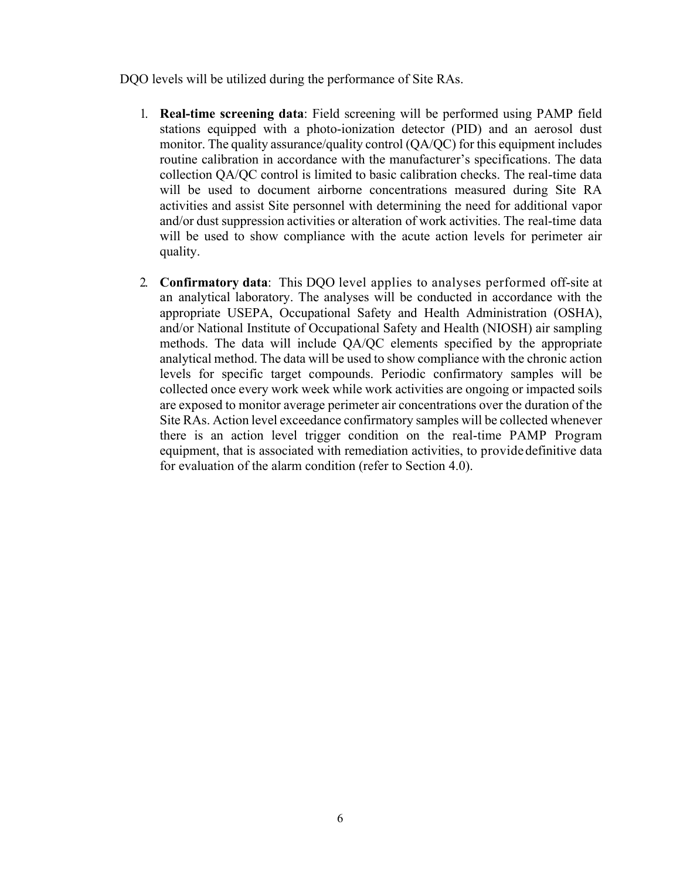DQO levels will be utilized during the performance of Site RAs.

1. **Real-time screening data**: Field screening will be performed using PAMP field stations equipped with a photo-ionization detector (PID) and an aerosol dust monitor. The quality assurance/quality control (QA/QC) for this equipment includes routine calibration in accordance with the manufacturer's specifications. The data collection QA/QC control is limited to basic calibration checks. The real-time data will be used to document airborne concentrations measured during Site RA activities and assist Site personnel with determining the need for additional vapor and/or dust suppression activities or alteration of work activities. The real-time data will be used to show compliance with the acute action levels for perimeter air quality.

2. **Confirmatory data**: This DQO level applies to analyses performed off-site at an analytical laboratory. The analyses will be conducted in accordance with the appropriate USEPA, Occupational Safety and Health Administration (OSHA), and/or National Institute of Occupational Safety and Health (NIOSH) air sampling methods. The data will include QA/QC elements specified by the appropriate analytical method. The data will be used to show compliance with the chronic action levels for specific target compounds. Periodic confirmatory samples will be collected once every work week while work activities are ongoing or impacted soils are exposed to monitor average perimeter air concentrations over the duration of the Site RAs. Action level exceedance confirmatory samples will be collected whenever there is an action level trigger condition on the real-time PAMP Program equipment, that is associated with remediation activities, to provide definitive data for evaluation of the alarm condition (refer to Section 4.0).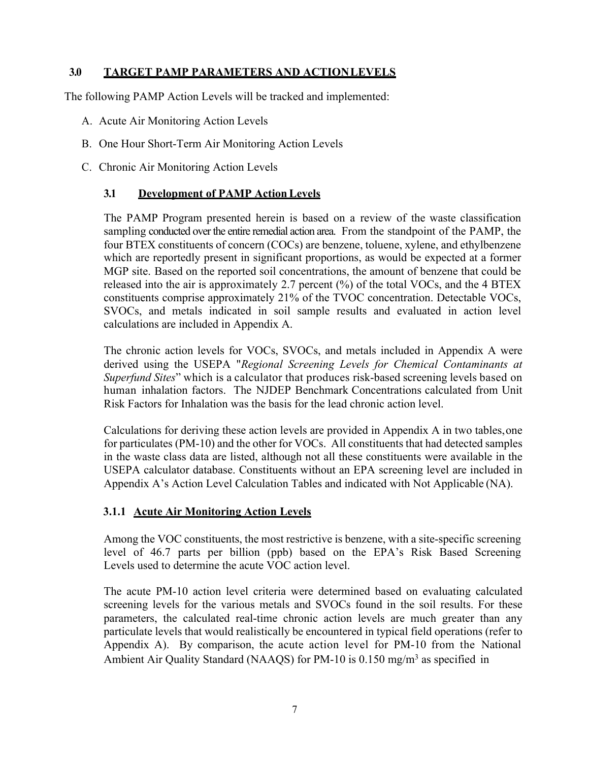## 3.0 TARGET PAMP PARAMETERS AND ACTION LEVELS

The following PAMP Action Levels will be tracked and implemented:

A. Acute Air Monitoring Action Levels

B. One Hour Short-Term Air Monitoring Action Levels

C. Chronic Air Monitoring Action Levels

### 3.1 Development of PAMP Action Levels

The PAMP Program presented herein is based on a review of the waste classification sampling conducted over the entire remedial action area. From the standpoint of the PAMP, the four BTEX constituents of concern (COCs) are benzene, toluene, xylene, and ethylbenzene which are reportedly present in significant proportions, as would be expected at a former MGP site. Based on the reported soil concentrations, the amount of benzene that could be released into the air is approximately 2.7 percent (%) of the total VOCs, and the 4 BTEX constituents comprise approximately 21% of the TVOC concentration. Detectable VOCs, SVOCs, and metals indicated in soil sample results and evaluated in action level calculations are included in Appendix A.

The chronic action levels for VOCs, SVOCs, and metals included in Appendix A were derived using the USEPA "*Regional Screening Levels for Chemical Contaminants at Superfund Sites*" which is a calculator that produces risk-based screening levels based on human inhalation factors. The NJDEP Benchmark Concentrations calculated from Unit Risk Factors for Inhalation was the basis for the lead chronic action level.

Calculations for deriving these action levels are provided in Appendix A in two tables, one for particulates (PM-10) and the other for VOCs. All constituents that had detected samples in the waste class data are listed, although not all these constituents were available in the USEPA calculator database. Constituents without an EPA screening level are included in Appendix A's Action Level Calculation Tables and indicated with Not Applicable (NA).

#### 3.1.1 Acute Air Monitoring Action Levels

Among the VOC constituents, the most restrictive is benzene, with a site-specific screening level of 46.7 parts per billion (ppb) based on the EPA's Risk Based Screening Levels used to determine the acute VOC action level.

The acute PM-10 action level criteria were determined based on evaluating calculated screening levels for the various metals and SVOCs found in the soil results. For these parameters, the calculated real-time chronic action levels are much greater than any particulate levels that would realistically be encountered in typical field operations (refer to Appendix A). By comparison, the acute action level for PM-10 from the National Ambient Air Quality Standard (NAAQS) for PM-10 is 0.150 $mg/m^3$ as specified in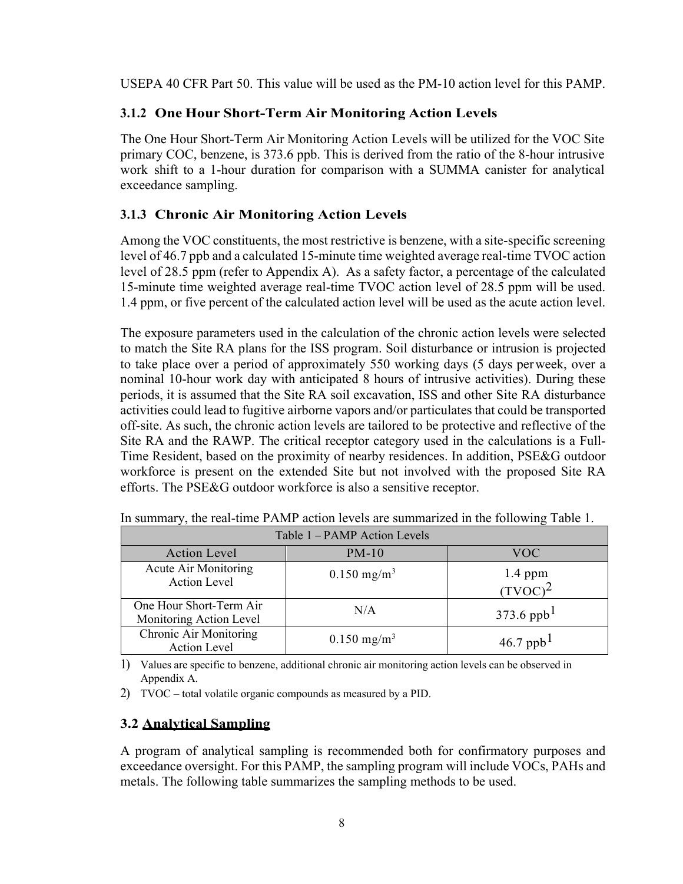USEPA 40 CFR Part 50. This value will be used as the PM-10 action level for this PAMP.

### 3.1.2 One Hour Short-Term Air Monitoring Action Levels

The One Hour Short-Term Air Monitoring Action Levels will be utilized for the VOC Site primary COC, benzene, is 373.6 ppb. This is derived from the ratio of the 8-hour intrusive work shift to a 1-hour duration for comparison with a SUMMA canister for analytical exceedance sampling.

### 3.1.3 Chronic Air Monitoring Action Levels

Among the VOC constituents, the most restrictive is benzene, with a site-specific screening level of 46.7 ppb and a calculated 15-minute time weighted average real-time TVOC action level of 28.5 ppm (refer to Appendix A). As a safety factor, a percentage of the calculated 15-minute time weighted average real-time TVOC action level of 28.5 ppm will be used. 1.4 ppm, or five percent of the calculated action level will be used as the acute action level.

The exposure parameters used in the calculation of the chronic action levels were selected to match the Site RA plans for the ISS program. Soil disturbance or intrusion is projected to take place over a period of approximately 550 working days (5 days per week, over a nominal 10-hour work day with anticipated 8 hours of intrusive activities). During these periods, it is assumed that the Site RA soil excavation, ISS and other Site RA disturbance activities could lead to fugitive airborne vapors and/or particulates that could be transported off-site. As such, the chronic action levels are tailored to be protective and reflective of the Site RA and the RAWP. The critical receptor category used in the calculations is a Full-Time Resident, based on the proximity of nearby residences. In addition, PSE&G outdoor workforce is present on the extended Site but not involved with the proposed Site RA efforts. The PSE&G outdoor workforce is also a sensitive receptor.

In summary, the real-time PAMP action levels are summarized in the following Table 1.

| Table 1 – PAMP Action Levels | | |
|---|---|---|
| Action Level | PM-10 | VOC |
| Acute Air Monitoring Action Level | 0.150 mg/m$^3$ | 1.4 ppm (TVOC)[2] |
| One Hour Short-Term Air Monitoring Action Level | N/A | 373.6 ppb[1] |
| Chronic Air Monitoring Action Level | 0.150 mg/m$^3$ | 46.7 ppb[1] |

1) Values are specific to benzene, additional chronic air monitoring action levels can be observed in Appendix A.

2) TVOC – total volatile organic compounds as measured by a PID.

## 3.2 Analytical Sampling

A program of analytical sampling is recommended both for confirmatory purposes and exceedance oversight. For this PAMP, the sampling program will include VOCs, PAHs and metals. The following table summarizes the sampling methods to be used.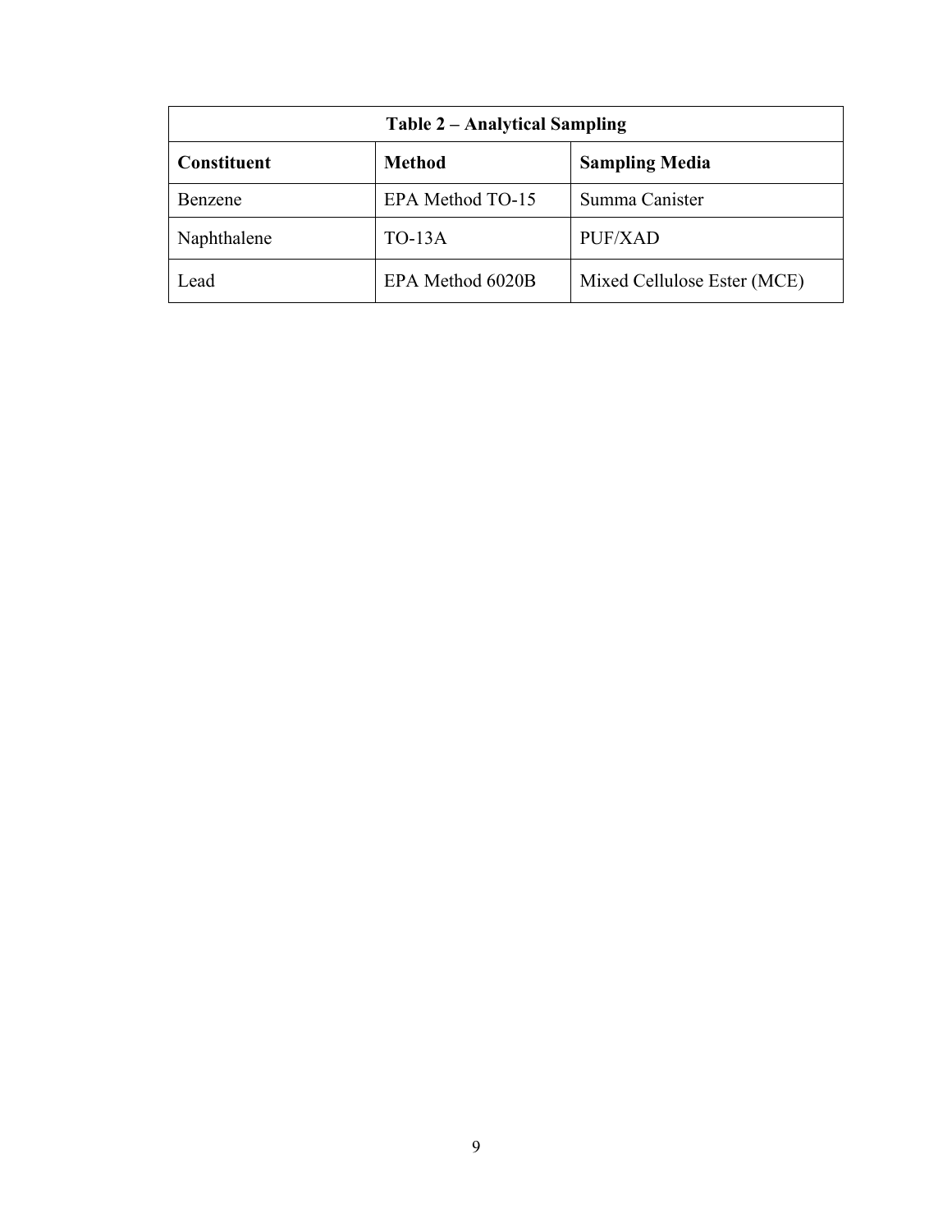| Table 2 – Analytical Sampling | | |
|---|---|---|
| **Constituent** | **Method** | **Sampling Media** |
| Benzene | EPA Method TO-15 | Summa Canister |
| Naphthalene | TO-13A | PUF/XAD |
| Lead | EPA Method 6020B | Mixed Cellulose Ester (MCE) |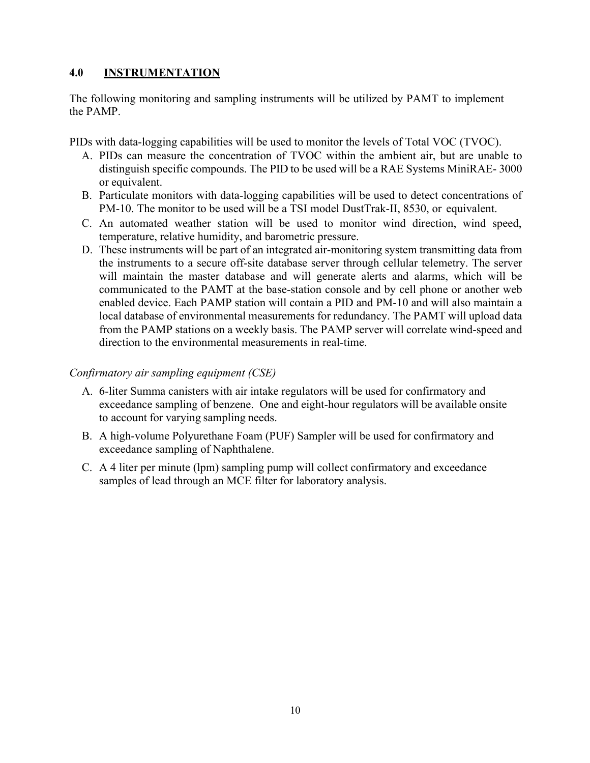## 4.0 INSTRUMENTATION

The following monitoring and sampling instruments will be utilized by PAMT to implement the PAMP.

PIDs with data-logging capabilities will be used to monitor the levels of Total VOC (TVOC).

A. PIDs can measure the concentration of TVOC within the ambient air, but are unable to distinguish specific compounds. The PID to be used will be a RAE Systems MiniRAE- 3000 or equivalent.
B. Particulate monitors with data-logging capabilities will be used to detect concentrations of PM-10. The monitor to be used will be a TSI model DustTrak-II, 8530, or equivalent.
C. An automated weather station will be used to monitor wind direction, wind speed, temperature, relative humidity, and barometric pressure.
D. These instruments will be part of an integrated air-monitoring system transmitting data from the instruments to a secure off-site database server through cellular telemetry. The server will maintain the master database and will generate alerts and alarms, which will be communicated to the PAMT at the base-station console and by cell phone or another web enabled device. Each PAMP station will contain a PID and PM-10 and will also maintain a local database of environmental measurements for redundancy. The PAMT will upload data from the PAMP stations on a weekly basis. The PAMP server will correlate wind-speed and direction to the environmental measurements in real-time.

*Confirmatory air sampling equipment (CSE)*

A. 6-liter Summa canisters with air intake regulators will be used for confirmatory and exceedance sampling of benzene. One and eight-hour regulators will be available onsite to account for varying sampling needs.
B. A high-volume Polyurethane Foam (PUF) Sampler will be used for confirmatory and exceedance sampling of Naphthalene.
C. A 4 liter per minute (lpm) sampling pump will collect confirmatory and exceedance samples of lead through an MCE filter for laboratory analysis.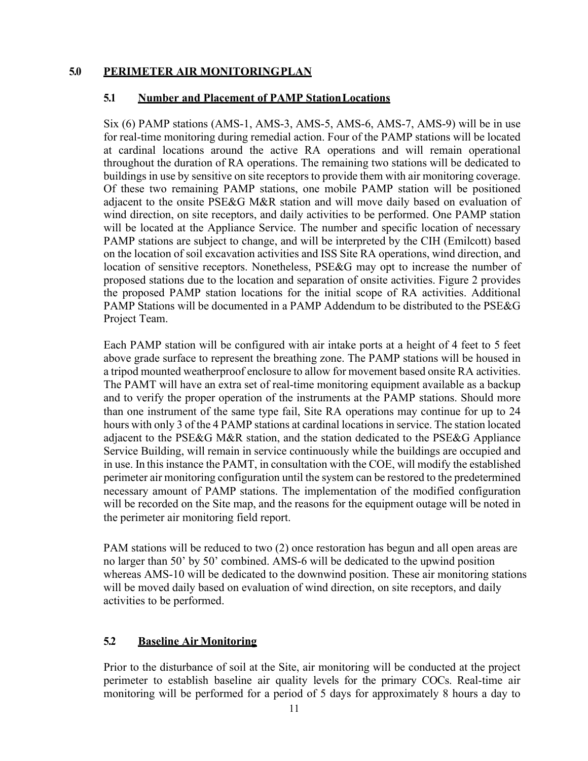## 5.0 PERIMETER AIR MONITORING PLAN

### 5.1 Number and Placement of PAMP Station Locations

Six (6) PAMP stations (AMS-1, AMS-3, AMS-5, AMS-6, AMS-7, AMS-9) will be in use for real-time monitoring during remedial action. Four of the PAMP stations will be located at cardinal locations around the active RA operations and will remain operational throughout the duration of RA operations. The remaining two stations will be dedicated to buildings in use by sensitive on site receptors to provide them with air monitoring coverage. Of these two remaining PAMP stations, one mobile PAMP station will be positioned adjacent to the onsite PSE&G M&R station and will move daily based on evaluation of wind direction, on site receptors, and daily activities to be performed. One PAMP station will be located at the Appliance Service. The number and specific location of necessary PAMP stations are subject to change, and will be interpreted by the CIH (Emilcott) based on the location of soil excavation activities and ISS Site RA operations, wind direction, and location of sensitive receptors. Nonetheless, PSE&G may opt to increase the number of proposed stations due to the location and separation of onsite activities. Figure 2 provides the proposed PAMP station locations for the initial scope of RA activities. Additional PAMP Stations will be documented in a PAMP Addendum to be distributed to the PSE&G Project Team.

Each PAMP station will be configured with air intake ports at a height of 4 feet to 5 feet above grade surface to represent the breathing zone. The PAMP stations will be housed in a tripod mounted weatherproof enclosure to allow for movement based onsite RA activities. The PAMT will have an extra set of real-time monitoring equipment available as a backup and to verify the proper operation of the instruments at the PAMP stations. Should more than one instrument of the same type fail, Site RA operations may continue for up to 24 hours with only 3 of the 4 PAMP stations at cardinal locations in service. The station located adjacent to the PSE&G M&R station, and the station dedicated to the PSE&G Appliance Service Building, will remain in service continuously while the buildings are occupied and in use. In this instance the PAMT, in consultation with the COE, will modify the established perimeter air monitoring configuration until the system can be restored to the predetermined necessary amount of PAMP stations. The implementation of the modified configuration will be recorded on the Site map, and the reasons for the equipment outage will be noted in the perimeter air monitoring field report.

PAM stations will be reduced to two (2) once restoration has begun and all open areas are no larger than 50' by 50' combined. AMS-6 will be dedicated to the upwind position whereas AMS-10 will be dedicated to the downwind position. These air monitoring stations will be moved daily based on evaluation of wind direction, on site receptors, and daily activities to be performed.

### 5.2 Baseline Air Monitoring

Prior to the disturbance of soil at the Site, air monitoring will be conducted at the project perimeter to establish baseline air quality levels for the primary COCs. Real-time air monitoring will be performed for a period of 5 days for approximately 8 hours a day to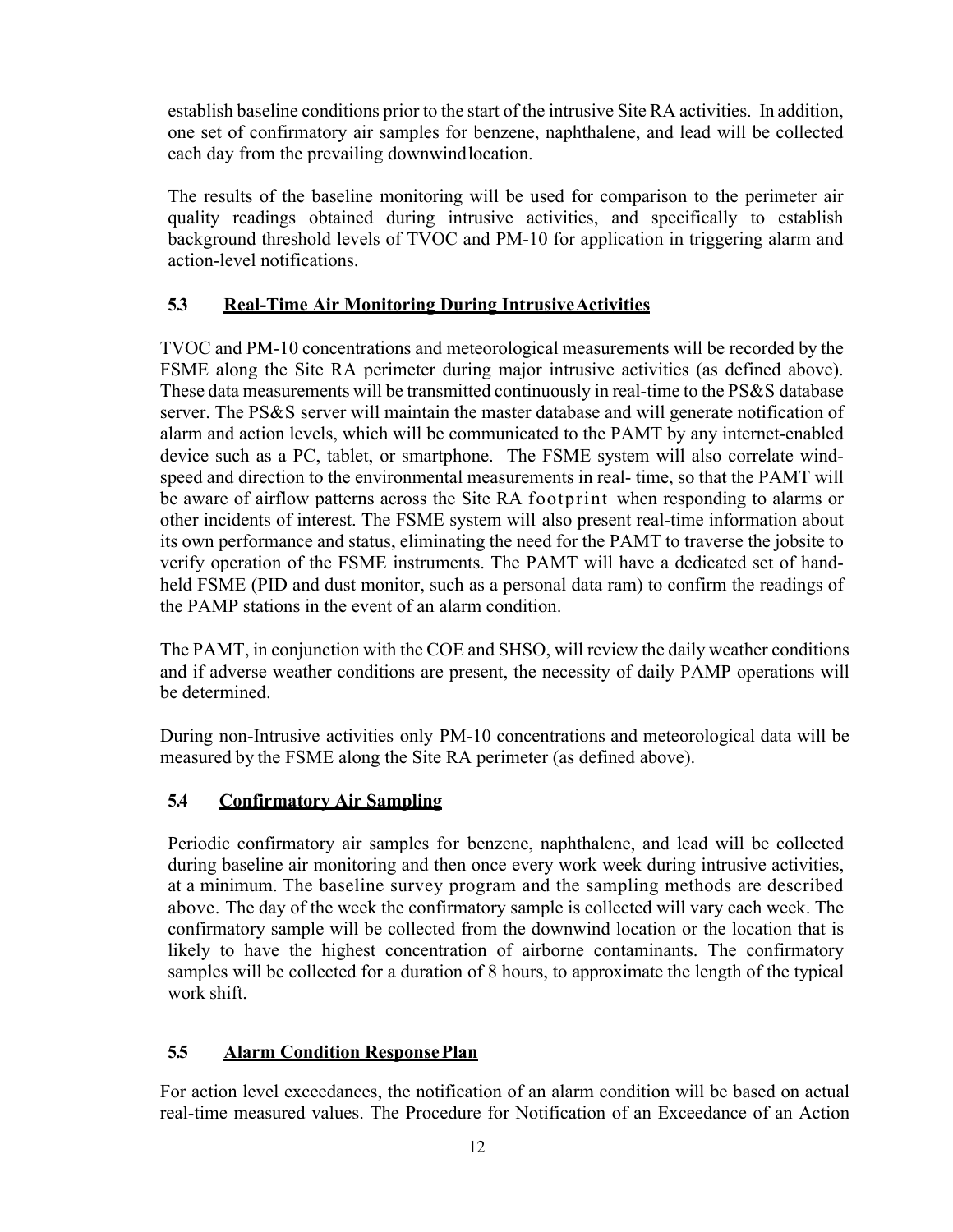establish baseline conditions prior to the start of the intrusive Site RA activities. In addition, one set of confirmatory air samples for benzene, naphthalene, and lead will be collected each day from the prevailing downwind location.

The results of the baseline monitoring will be used for comparison to the perimeter air quality readings obtained during intrusive activities, and specifically to establish background threshold levels of TVOC and PM-10 for application in triggering alarm and action-level notifications.

### 5.3 Real-Time Air Monitoring During Intrusive Activities

TVOC and PM-10 concentrations and meteorological measurements will be recorded by the FSME along the Site RA perimeter during major intrusive activities (as defined above). These data measurements will be transmitted continuously in real-time to the PS&S database server. The PS&S server will maintain the master database and will generate notification of alarm and action levels, which will be communicated to the PAMT by any internet-enabled device such as a PC, tablet, or smartphone. The FSME system will also correlate wind-speed and direction to the environmental measurements in real- time, so that the PAMT will be aware of airflow patterns across the Site RA footprint when responding to alarms or other incidents of interest. The FSME system will also present real-time information about its own performance and status, eliminating the need for the PAMT to traverse the jobsite to verify operation of the FSME instruments. The PAMT will have a dedicated set of hand-held FSME (PID and dust monitor, such as a personal data ram) to confirm the readings of the PAMP stations in the event of an alarm condition.

The PAMT, in conjunction with the COE and SHSO, will review the daily weather conditions and if adverse weather conditions are present, the necessity of daily PAMP operations will be determined.

During non-Intrusive activities only PM-10 concentrations and meteorological data will be measured by the FSME along the Site RA perimeter (as defined above).

### 5.4 Confirmatory Air Sampling

Periodic confirmatory air samples for benzene, naphthalene, and lead will be collected during baseline air monitoring and then once every work week during intrusive activities, at a minimum. The baseline survey program and the sampling methods are described above. The day of the week the confirmatory sample is collected will vary each week. The confirmatory sample will be collected from the downwind location or the location that is likely to have the highest concentration of airborne contaminants. The confirmatory samples will be collected for a duration of 8 hours, to approximate the length of the typical work shift.

### 5.5 Alarm Condition Response Plan

For action level exceedances, the notification of an alarm condition will be based on actual real-time measured values. The Procedure for Notification of an Exceedance of an Action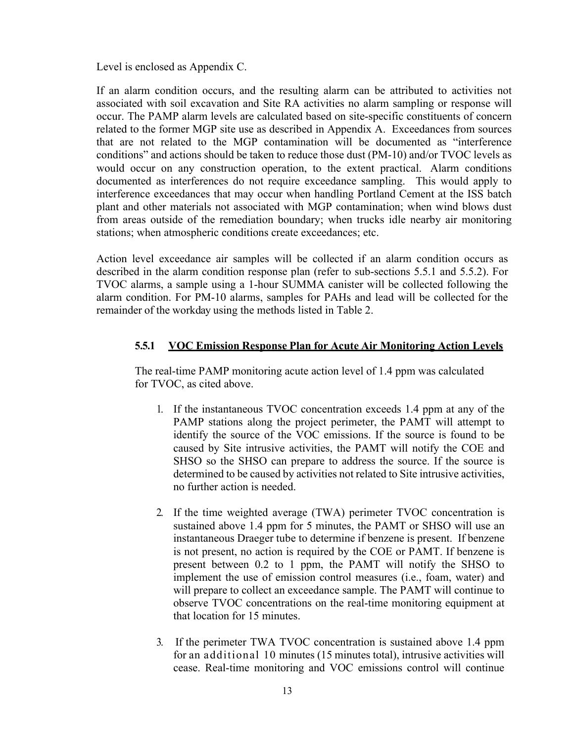Level is enclosed as Appendix C.

If an alarm condition occurs, and the resulting alarm can be attributed to activities not associated with soil excavation and Site RA activities no alarm sampling or response will occur. The PAMP alarm levels are calculated based on site-specific constituents of concern related to the former MGP site use as described in Appendix A. Exceedances from sources that are not related to the MGP contamination will be documented as "interference conditions" and actions should be taken to reduce those dust (PM-10) and/or TVOC levels as would occur on any construction operation, to the extent practical. Alarm conditions documented as interferences do not require exceedance sampling. This would apply to interference exceedances that may occur when handling Portland Cement at the ISS batch plant and other materials not associated with MGP contamination; when wind blows dust from areas outside of the remediation boundary; when trucks idle nearby air monitoring stations; when atmospheric conditions create exceedances; etc.

Action level exceedance air samples will be collected if an alarm condition occurs as described in the alarm condition response plan (refer to sub-sections 5.5.1 and 5.5.2). For TVOC alarms, a sample using a 1-hour SUMMA canister will be collected following the alarm condition. For PM-10 alarms, samples for PAHs and lead will be collected for the remainder of the workday using the methods listed in Table 2.

### 5.5.1 VOC Emission Response Plan for Acute Air Monitoring Action Levels

The real-time PAMP monitoring acute action level of 1.4 ppm was calculated for TVOC, as cited above.

1. If the instantaneous TVOC concentration exceeds 1.4 ppm at any of the PAMP stations along the project perimeter, the PAMT will attempt to identify the source of the VOC emissions. If the source is found to be caused by Site intrusive activities, the PAMT will notify the COE and SHSO so the SHSO can prepare to address the source. If the source is determined to be caused by activities not related to Site intrusive activities, no further action is needed.

2. If the time weighted average (TWA) perimeter TVOC concentration is sustained above 1.4 ppm for 5 minutes, the PAMT or SHSO will use an instantaneous Draeger tube to determine if benzene is present. If benzene is not present, no action is required by the COE or PAMT. If benzene is present between 0.2 to 1 ppm, the PAMT will notify the SHSO to implement the use of emission control measures (i.e., foam, water) and will prepare to collect an exceedance sample. The PAMT will continue to observe TVOC concentrations on the real-time monitoring equipment at that location for 15 minutes.

3. If the perimeter TWA TVOC concentration is sustained above 1.4 ppm for an additional 10 minutes (15 minutes total), intrusive activities will cease. Real-time monitoring and VOC emissions control will continue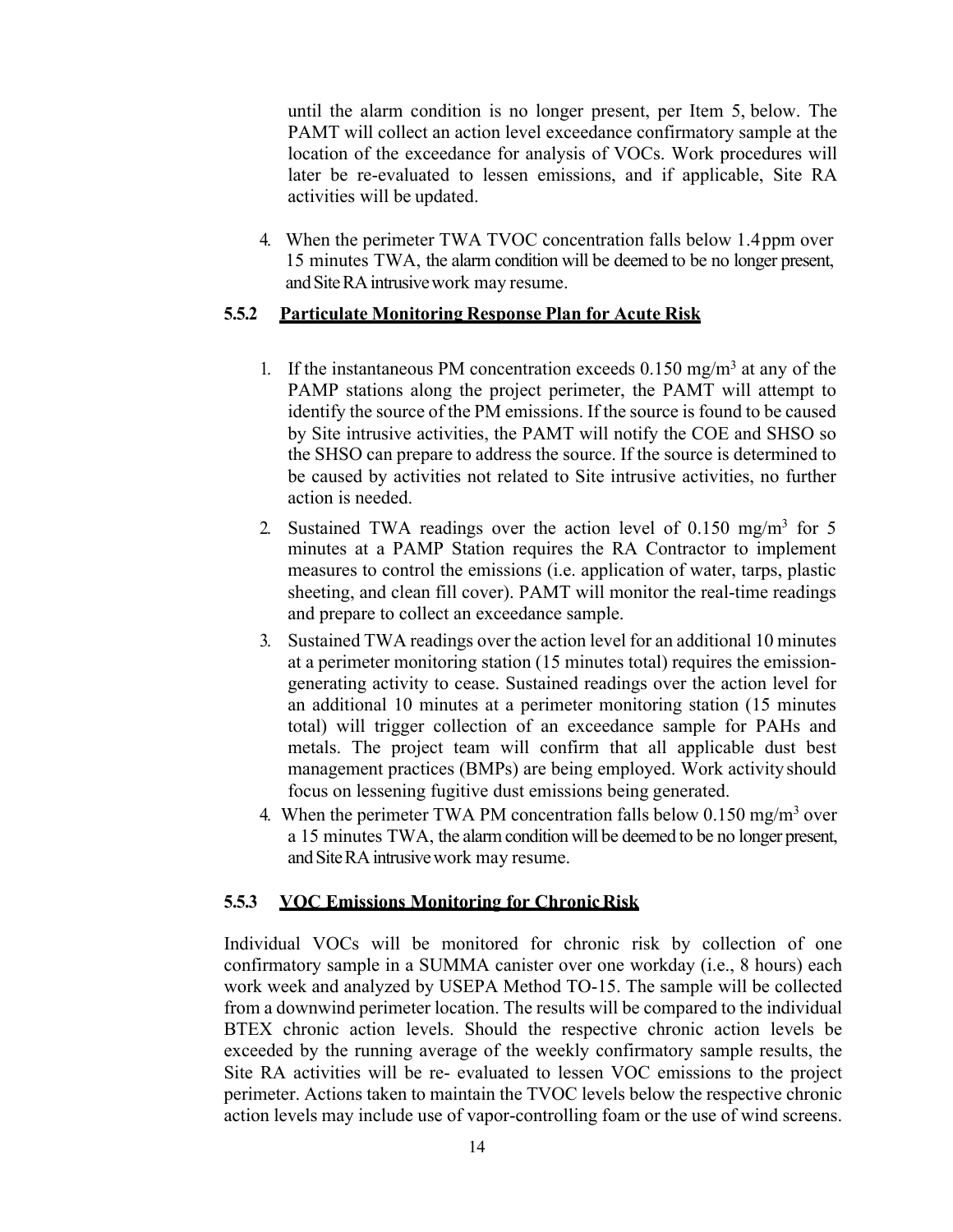until the alarm condition is no longer present, per Item 5, below. The PAMT will collect an action level exceedance confirmatory sample at the location of the exceedance for analysis of VOCs. Work procedures will later be re-evaluated to lessen emissions, and if applicable, Site RA activities will be updated.

4. When the perimeter TWA TVOC concentration falls below 1.4 ppm over 15 minutes TWA, the alarm condition will be deemed to be no longer present, and Site RA intrusive work may resume.

### 5.5.2 Particulate Monitoring Response Plan for Acute Risk

1. If the instantaneous PM concentration exceeds 0.150 mg/m$^3$ at any of the PAMP stations along the project perimeter, the PAMT will attempt to identify the source of the PM emissions. If the source is found to be caused by Site intrusive activities, the PAMT will notify the COE and SHSO so the SHSO can prepare to address the source. If the source is determined to be caused by activities not related to Site intrusive activities, no further action is needed.
2. Sustained TWA readings over the action level of 0.150 mg/m$^3$ for 5 minutes at a PAMP Station requires the RA Contractor to implement measures to control the emissions (i.e. application of water, tarps, plastic sheeting, and clean fill cover). PAMT will monitor the real-time readings and prepare to collect an exceedance sample.
3. Sustained TWA readings over the action level for an additional 10 minutes at a perimeter monitoring station (15 minutes total) requires the emission-generating activity to cease. Sustained readings over the action level for an additional 10 minutes at a perimeter monitoring station (15 minutes total) will trigger collection of an exceedance sample for PAHs and metals. The project team will confirm that all applicable dust best management practices (BMPs) are being employed. Work activity should focus on lessening fugitive dust emissions being generated.
4. When the perimeter TWA PM concentration falls below 0.150 mg/m$^3$ over a 15 minutes TWA, the alarm condition will be deemed to be no longer present, and Site RA intrusive work may resume.

### 5.5.3 VOC Emissions Monitoring for Chronic Risk

Individual VOCs will be monitored for chronic risk by collection of one confirmatory sample in a SUMMA canister over one workday (i.e., 8 hours) each work week and analyzed by USEPA Method TO-15. The sample will be collected from a downwind perimeter location. The results will be compared to the individual BTEX chronic action levels. Should the respective chronic action levels be exceeded by the running average of the weekly confirmatory sample results, the Site RA activities will be re- evaluated to lessen VOC emissions to the project perimeter. Actions taken to maintain the TVOC levels below the respective chronic action levels may include use of vapor-controlling foam or the use of wind screens.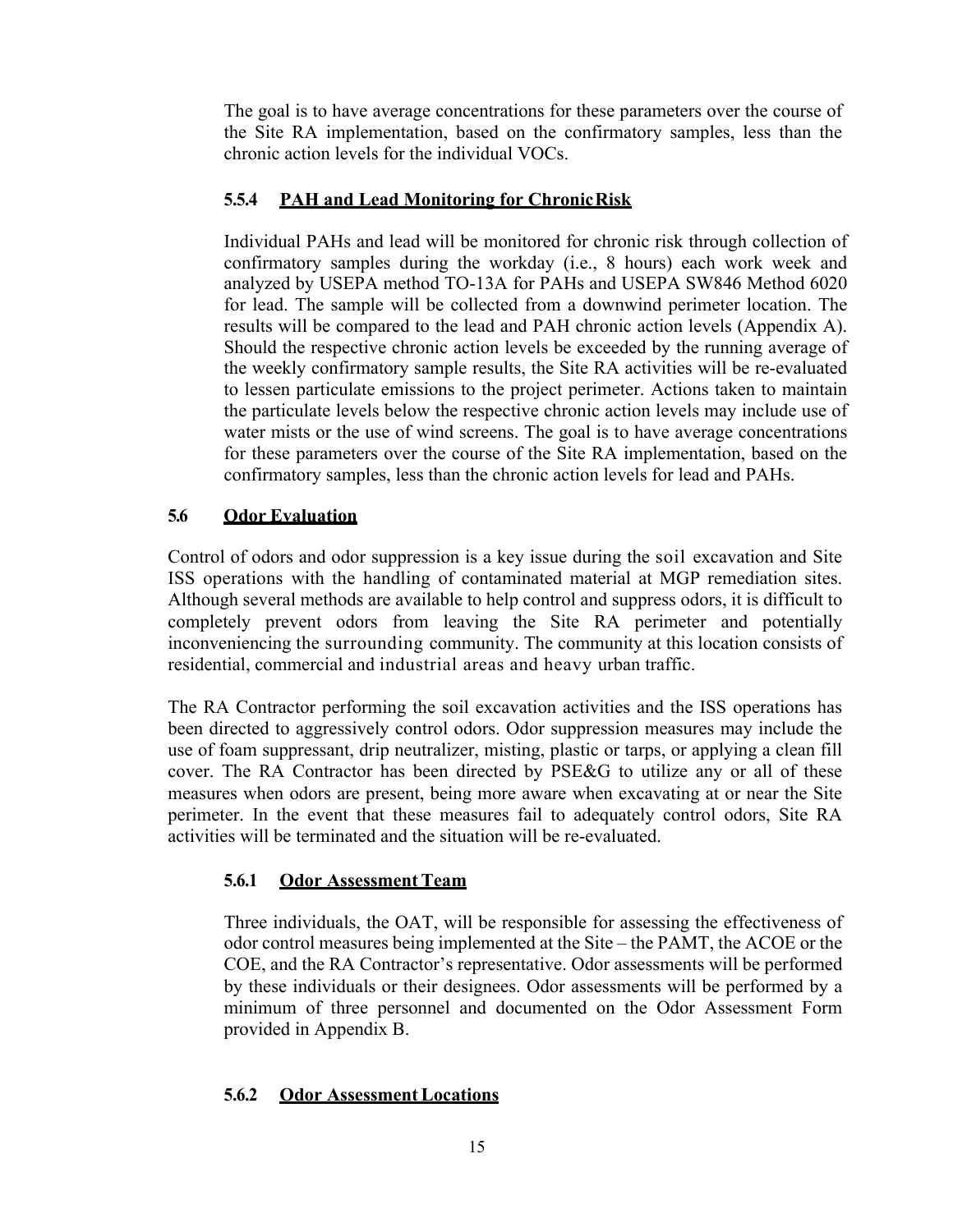The goal is to have average concentrations for these parameters over the course of the Site RA implementation, based on the confirmatory samples, less than the chronic action levels for the individual VOCs.

### 5.5.4 PAH and Lead Monitoring for Chronic Risk

Individual PAHs and lead will be monitored for chronic risk through collection of confirmatory samples during the workday (i.e., 8 hours) each work week and analyzed by USEPA method TO-13A for PAHs and USEPA SW846 Method 6020 for lead. The sample will be collected from a downwind perimeter location. The results will be compared to the lead and PAH chronic action levels (Appendix A). Should the respective chronic action levels be exceeded by the running average of the weekly confirmatory sample results, the Site RA activities will be re-evaluated to lessen particulate emissions to the project perimeter. Actions taken to maintain the particulate levels below the respective chronic action levels may include use of water mists or the use of wind screens. The goal is to have average concentrations for these parameters over the course of the Site RA implementation, based on the confirmatory samples, less than the chronic action levels for lead and PAHs.

## 5.6 Odor Evaluation

Control of odors and odor suppression is a key issue during the soil excavation and Site ISS operations with the handling of contaminated material at MGP remediation sites. Although several methods are available to help control and suppress odors, it is difficult to completely prevent odors from leaving the Site RA perimeter and potentially inconveniencing the surrounding community. The community at this location consists of residential, commercial and industrial areas and heavy urban traffic.

The RA Contractor performing the soil excavation activities and the ISS operations has been directed to aggressively control odors. Odor suppression measures may include the use of foam suppressant, drip neutralizer, misting, plastic or tarps, or applying a clean fill cover. The RA Contractor has been directed by PSE&G to utilize any or all of these measures when odors are present, being more aware when excavating at or near the Site perimeter. In the event that these measures fail to adequately control odors, Site RA activities will be terminated and the situation will be re-evaluated.

### 5.6.1 Odor Assessment Team

Three individuals, the OAT, will be responsible for assessing the effectiveness of odor control measures being implemented at the Site – the PAMT, the ACOE or the COE, and the RA Contractor's representative. Odor assessments will be performed by these individuals or their designees. Odor assessments will be performed by a minimum of three personnel and documented on the Odor Assessment Form provided in Appendix B.

### 5.6.2 Odor Assessment Locations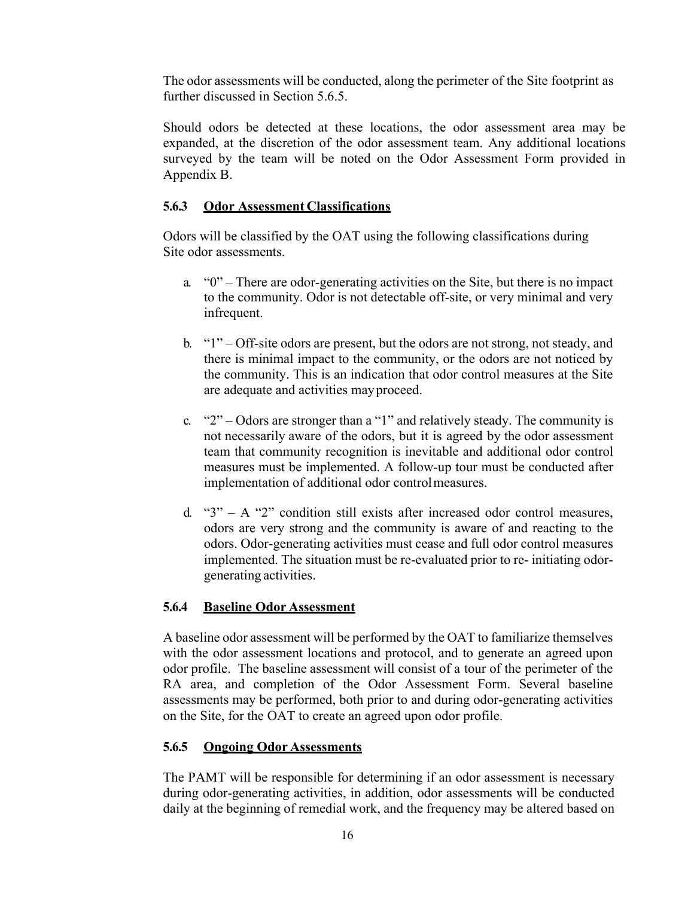The odor assessments will be conducted, along the perimeter of the Site footprint as further discussed in Section 5.6.5.

Should odors be detected at these locations, the odor assessment area may be expanded, at the discretion of the odor assessment team. Any additional locations surveyed by the team will be noted on the Odor Assessment Form provided in Appendix B.

### 5.6.3 Odor Assessment Classifications

Odors will be classified by the OAT using the following classifications during Site odor assessments.

a. "0" – There are odor-generating activities on the Site, but there is no impact to the community. Odor is not detectable off-site, or very minimal and very infrequent.

b. "1" – Off-site odors are present, but the odors are not strong, not steady, and there is minimal impact to the community, or the odors are not noticed by the community. This is an indication that odor control measures at the Site are adequate and activities may proceed.

c. "2" – Odors are stronger than a "1" and relatively steady. The community is not necessarily aware of the odors, but it is agreed by the odor assessment team that community recognition is inevitable and additional odor control measures must be implemented. A follow-up tour must be conducted after implementation of additional odor control measures.

d. "3" – A "2" condition still exists after increased odor control measures, odors are very strong and the community is aware of and reacting to the odors. Odor-generating activities must cease and full odor control measures implemented. The situation must be re-evaluated prior to re- initiating odor-generating activities.

### 5.6.4 Baseline Odor Assessment

A baseline odor assessment will be performed by the OAT to familiarize themselves with the odor assessment locations and protocol, and to generate an agreed upon odor profile. The baseline assessment will consist of a tour of the perimeter of the RA area, and completion of the Odor Assessment Form. Several baseline assessments may be performed, both prior to and during odor-generating activities on the Site, for the OAT to create an agreed upon odor profile.

### 5.6.5 Ongoing Odor Assessments

The PAMT will be responsible for determining if an odor assessment is necessary during odor-generating activities, in addition, odor assessments will be conducted daily at the beginning of remedial work, and the frequency may be altered based on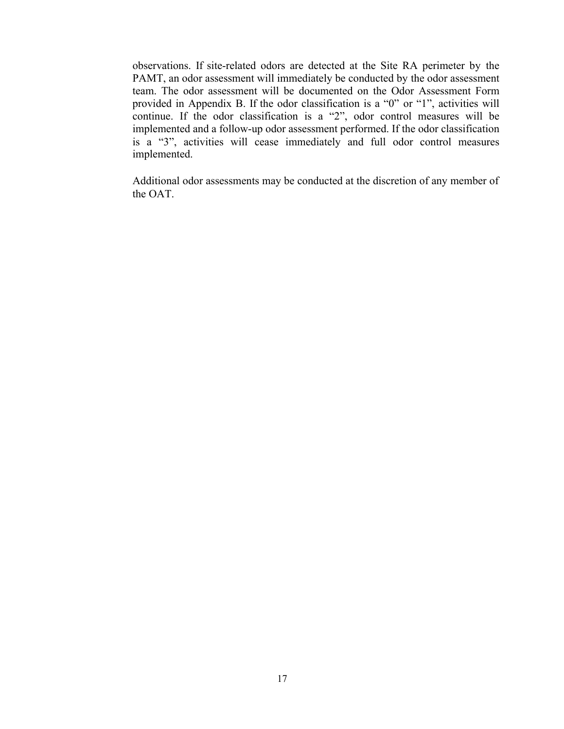observations. If site-related odors are detected at the Site RA perimeter by the PAMT, an odor assessment will immediately be conducted by the odor assessment team. The odor assessment will be documented on the Odor Assessment Form provided in Appendix B. If the odor classification is a “0” or “1”, activities will continue. If the odor classification is a “2”, odor control measures will be implemented and a follow-up odor assessment performed. If the odor classification is a “3”, activities will cease immediately and full odor control measures implemented.

Additional odor assessments may be conducted at the discretion of any member of the OAT.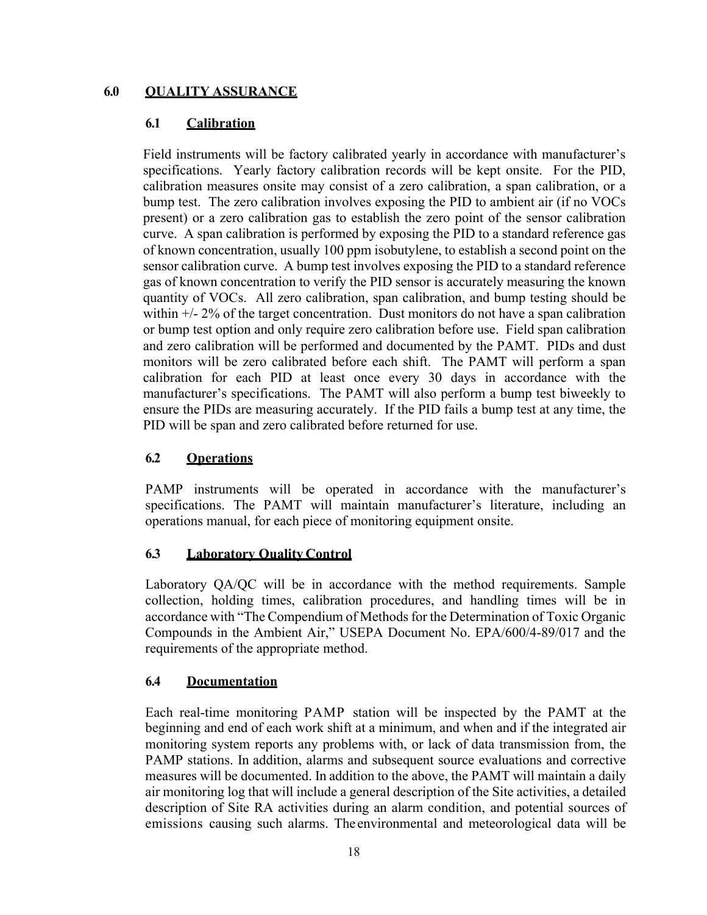## 6.0 QUALITY ASSURANCE

### 6.1 Calibration

Field instruments will be factory calibrated yearly in accordance with manufacturer's specifications. Yearly factory calibration records will be kept onsite. For the PID, calibration measures onsite may consist of a zero calibration, a span calibration, or a bump test. The zero calibration involves exposing the PID to ambient air (if no VOCs present) or a zero calibration gas to establish the zero point of the sensor calibration curve. A span calibration is performed by exposing the PID to a standard reference gas of known concentration, usually 100 ppm isobutylene, to establish a second point on the sensor calibration curve. A bump test involves exposing the PID to a standard reference gas of known concentration to verify the PID sensor is accurately measuring the known quantity of VOCs. All zero calibration, span calibration, and bump testing should be within +/- 2% of the target concentration. Dust monitors do not have a span calibration or bump test option and only require zero calibration before use. Field span calibration and zero calibration will be performed and documented by the PAMT. PIDs and dust monitors will be zero calibrated before each shift. The PAMT will perform a span calibration for each PID at least once every 30 days in accordance with the manufacturer's specifications. The PAMT will also perform a bump test biweekly to ensure the PIDs are measuring accurately. If the PID fails a bump test at any time, the PID will be span and zero calibrated before returned for use.

### 6.2 Operations

PAMP instruments will be operated in accordance with the manufacturer's specifications. The PAMT will maintain manufacturer's literature, including an operations manual, for each piece of monitoring equipment onsite.

### 6.3 Laboratory Quality Control

Laboratory QA/QC will be in accordance with the method requirements. Sample collection, holding times, calibration procedures, and handling times will be in accordance with "The Compendium of Methods for the Determination of Toxic Organic Compounds in the Ambient Air," USEPA Document No. EPA/600/4-89/017 and the requirements of the appropriate method.

### 6.4 Documentation

Each real-time monitoring PAMP station will be inspected by the PAMT at the beginning and end of each work shift at a minimum, and when and if the integrated air monitoring system reports any problems with, or lack of data transmission from, the PAMP stations. In addition, alarms and subsequent source evaluations and corrective measures will be documented. In addition to the above, the PAMT will maintain a daily air monitoring log that will include a general description of the Site activities, a detailed description of Site RA activities during an alarm condition, and potential sources of emissions causing such alarms. The environmental and meteorological data will be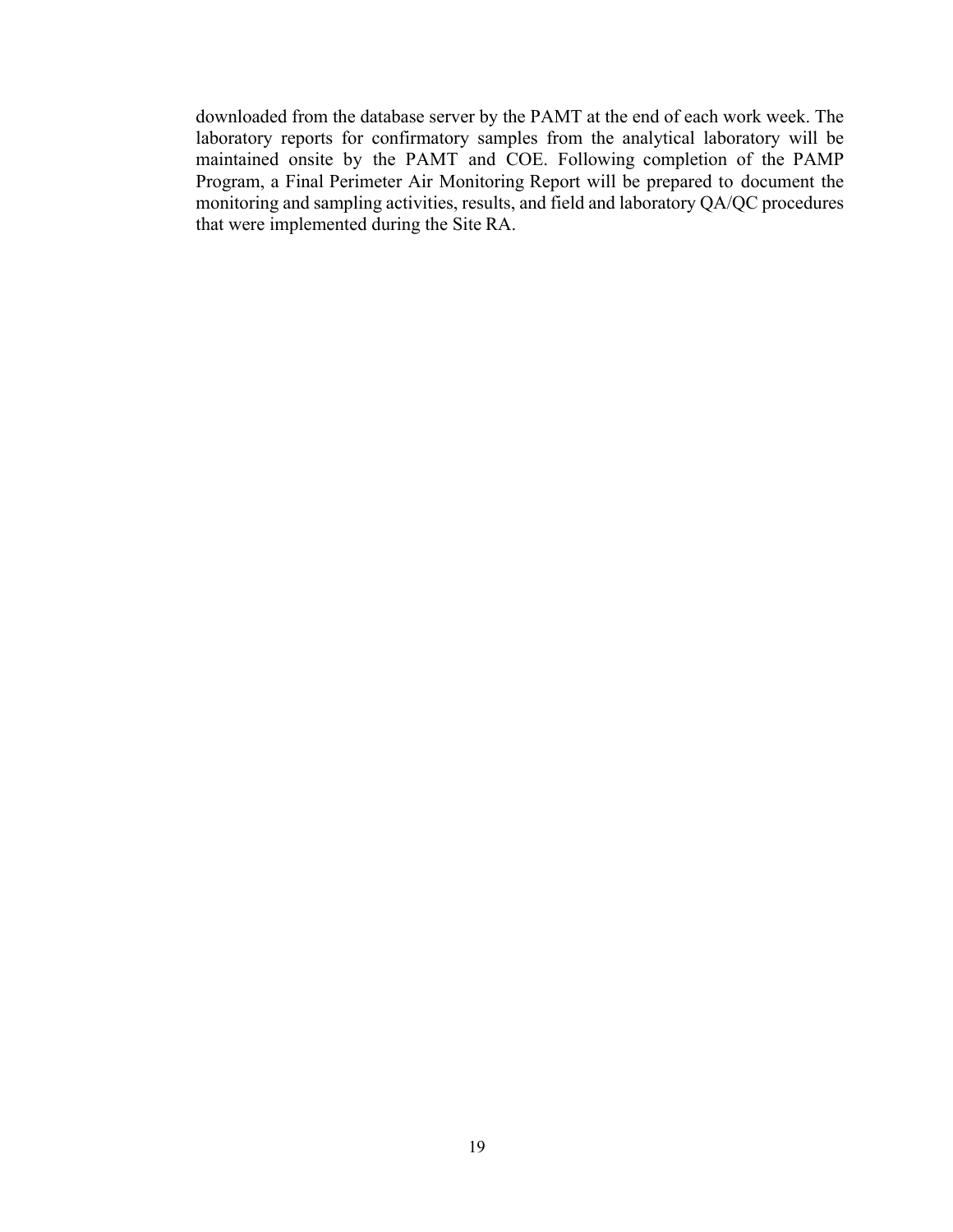downloaded from the database server by the PAMT at the end of each work week. The laboratory reports for confirmatory samples from the analytical laboratory will be maintained onsite by the PAMT and COE. Following completion of the PAMP Program, a Final Perimeter Air Monitoring Report will be prepared to document the monitoring and sampling activities, results, and field and laboratory QA/QC procedures that were implemented during the Site RA.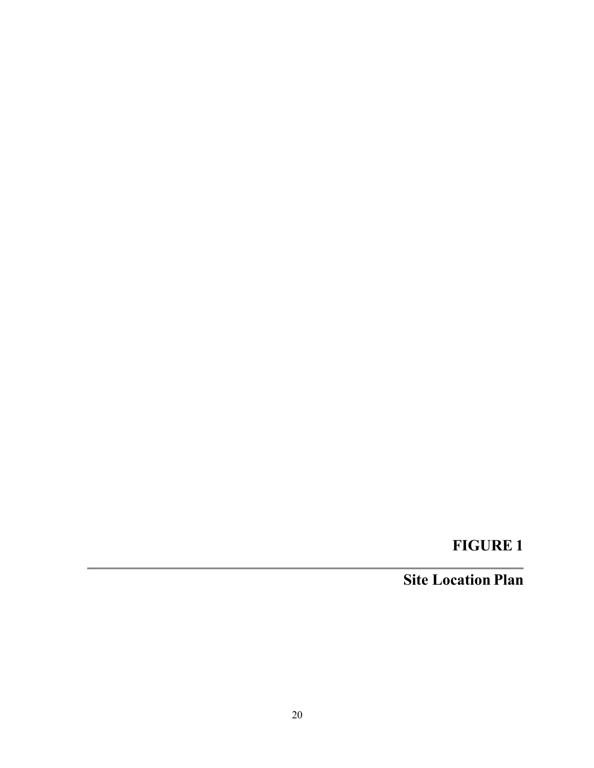# FIGURE 1

---

## Site Location Plan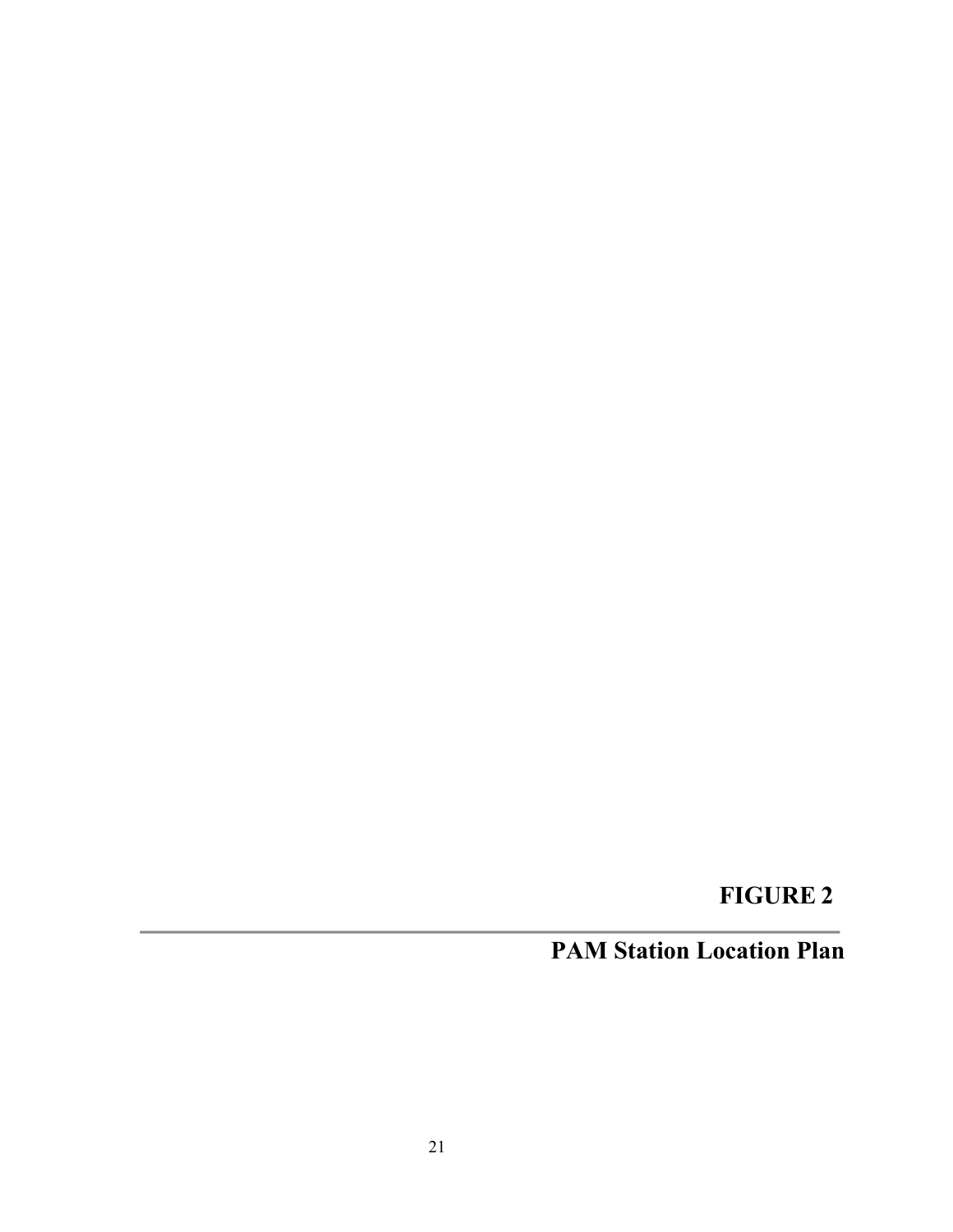# FIGURE 2

## PAM Station Location Plan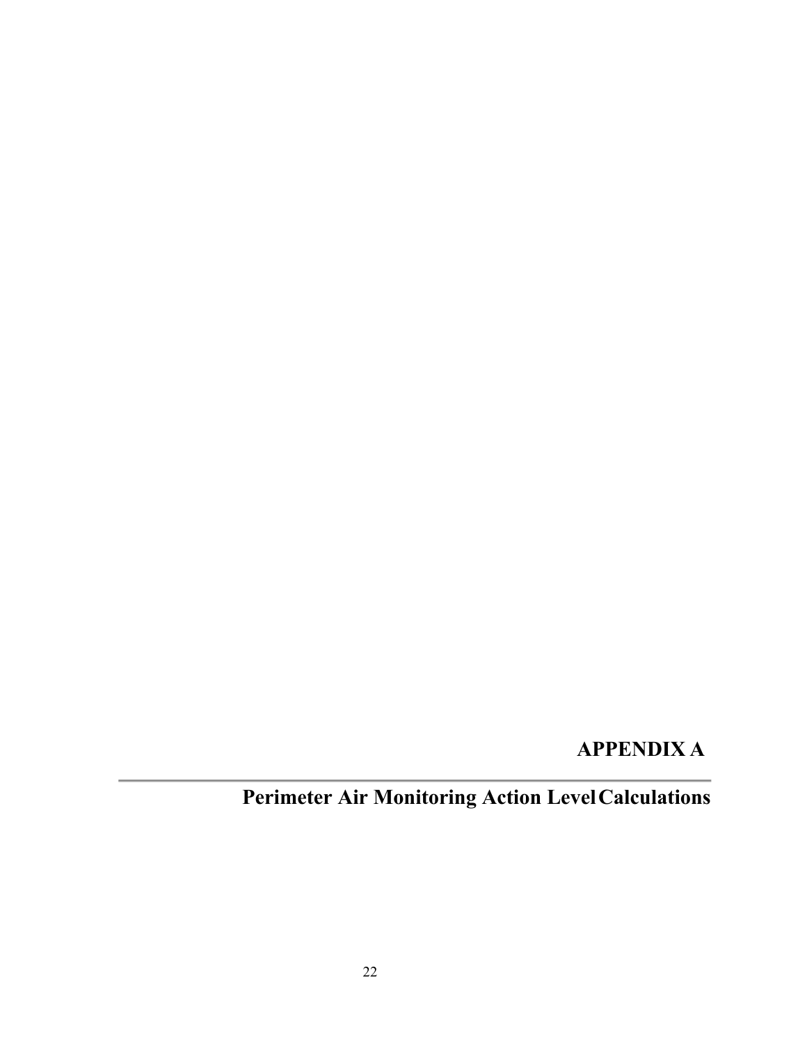# APPENDIX A

## Perimeter Air Monitoring Action Level Calculations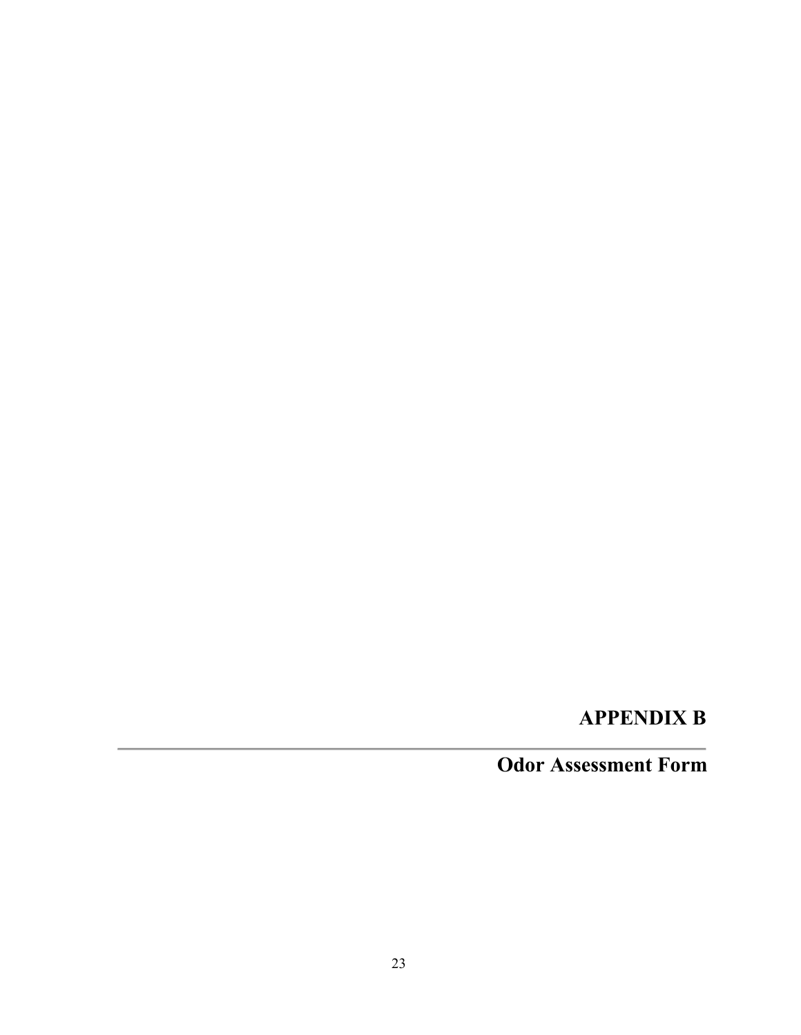# APPENDIX B

---

## Odor Assessment Form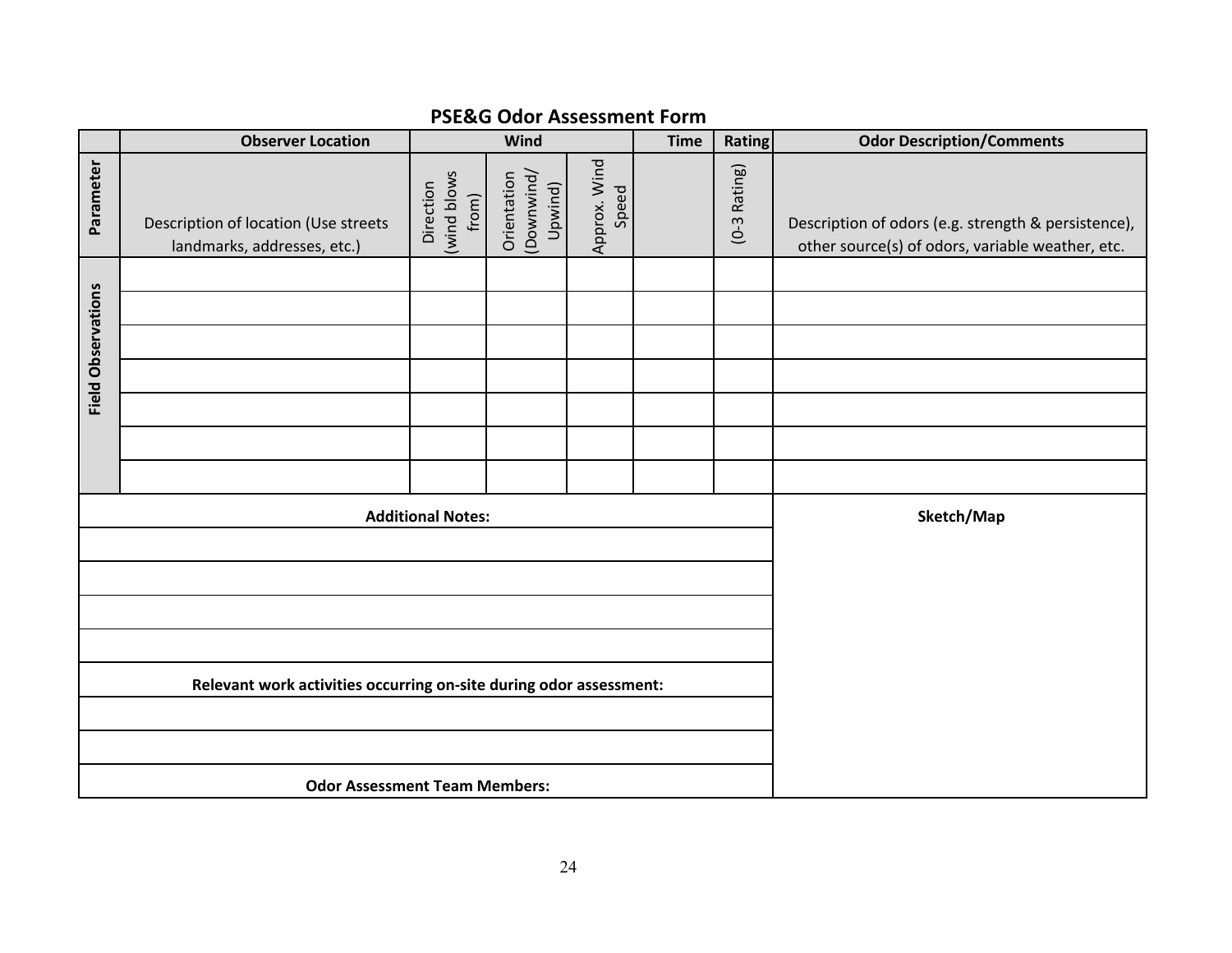# PSE&G Odor Assessment Form

| | Observer Location | Wind | | | Time | Rating | Odor Description/Comments |
|---|---|---|---|---|---|---|---|
| **Parameter** | Description of location (Use streets landmarks, addresses, etc.) | Direction (wind blows from) | Orientation (Downwind/ Upwind) | Approx. Wind Speed | | (0-3 Rating) | Description of odors (e.g. strength & persistence), other source(s) of odors, variable weather, etc. |
| **Field Observations** | | | | | | | |
| | | | | | | | |
| | | | | | | | |
| | | | | | | | |
| | | | | | | | |
| | | | | | | | |
| | | | | | | | |

| Additional Notes: | Sketch/Map |
|---|---|
| | |
| | |
| | |
| | |
| **Relevant work activities occurring on-site during odor assessment:** | |
| | |
| | |
| **Odor Assessment Team Members:** | |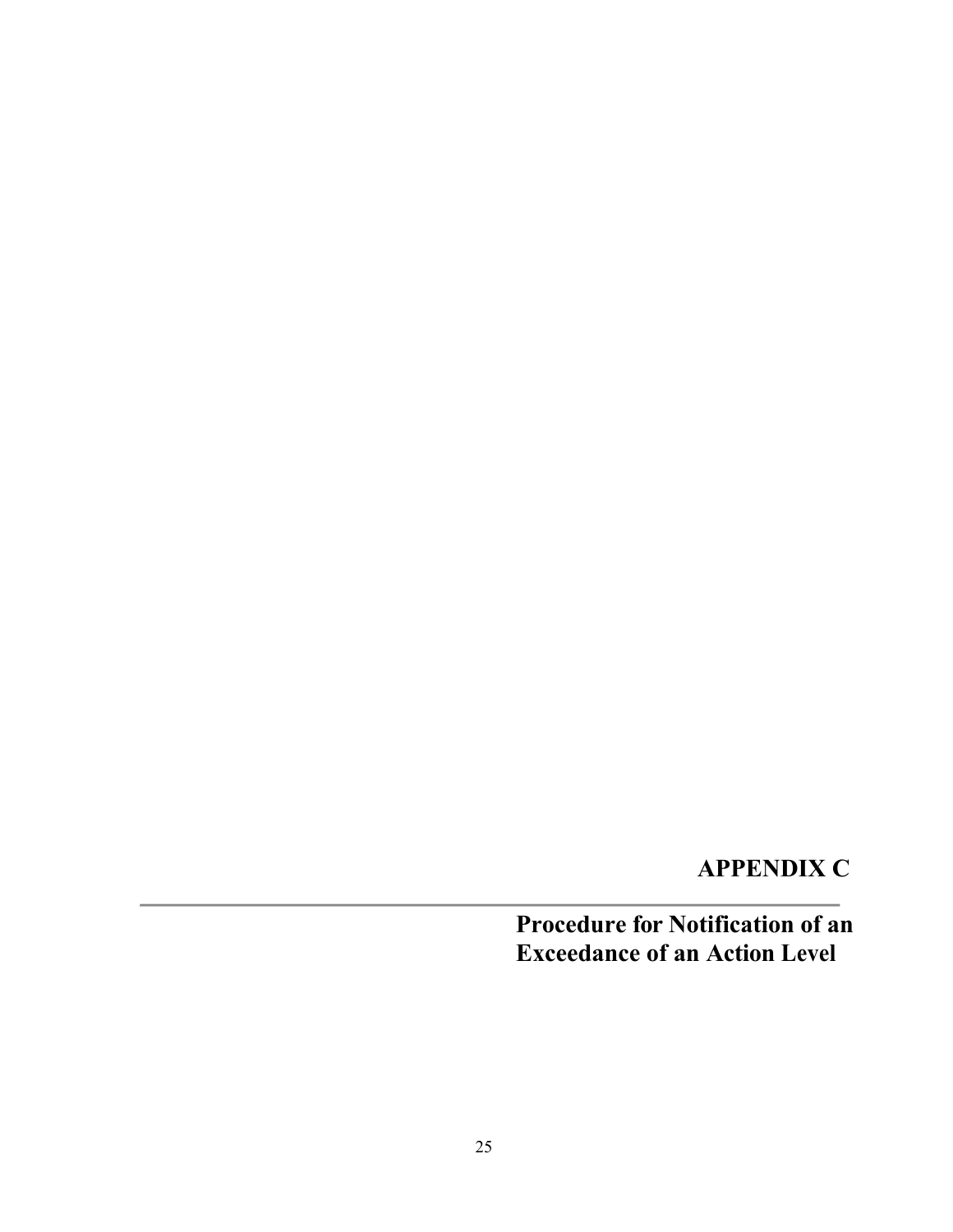# APPENDIX C

## Procedure for Notification of an Exceedance of an Action Level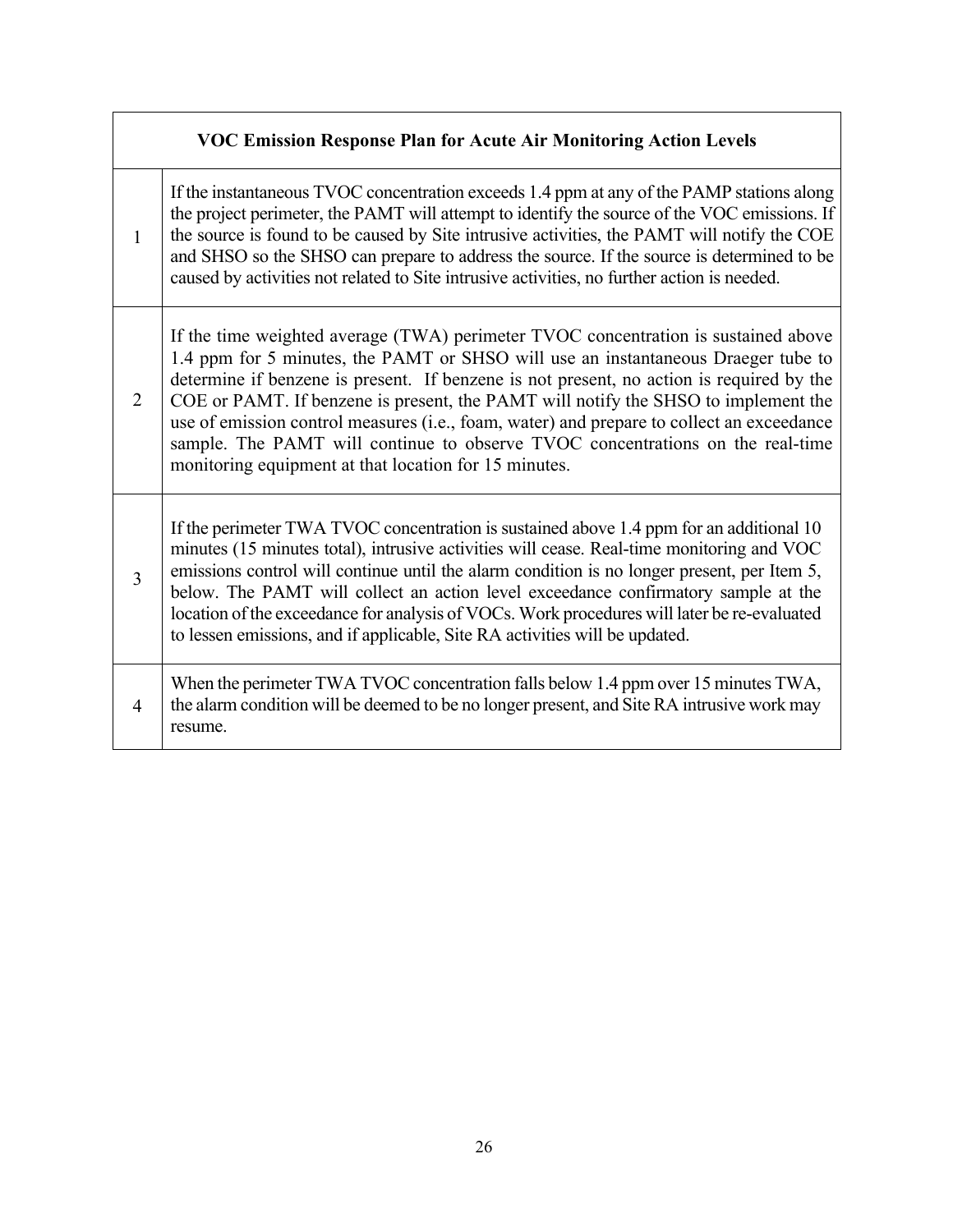| VOC Emission Response Plan for Acute Air Monitoring Action Levels | |
|---|---|
| 1 | If the instantaneous TVOC concentration exceeds 1.4 ppm at any of the PAMP stations along the project perimeter, the PAMT will attempt to identify the source of the VOC emissions. If the source is found to be caused by Site intrusive activities, the PAMT will notify the COE and SHSO so the SHSO can prepare to address the source. If the source is determined to be caused by activities not related to Site intrusive activities, no further action is needed. |
| 2 | If the time weighted average (TWA) perimeter TVOC concentration is sustained above 1.4 ppm for 5 minutes, the PAMT or SHSO will use an instantaneous Draeger tube to determine if benzene is present. If benzene is not present, no action is required by the COE or PAMT. If benzene is present, the PAMT will notify the SHSO to implement the use of emission control measures (i.e., foam, water) and prepare to collect an exceedance sample. The PAMT will continue to observe TVOC concentrations on the real-time monitoring equipment at that location for 15 minutes. |
| 3 | If the perimeter TWA TVOC concentration is sustained above 1.4 ppm for an additional 10 minutes (15 minutes total), intrusive activities will cease. Real-time monitoring and VOC emissions control will continue until the alarm condition is no longer present, per Item 5, below. The PAMT will collect an action level exceedance confirmatory sample at the location of the exceedance for analysis of VOCs. Work procedures will later be re-evaluated to lessen emissions, and if applicable, Site RA activities will be updated. |
| 4 | When the perimeter TWA TVOC concentration falls below 1.4 ppm over 15 minutes TWA, the alarm condition will be deemed to be no longer present, and Site RA intrusive work may resume. |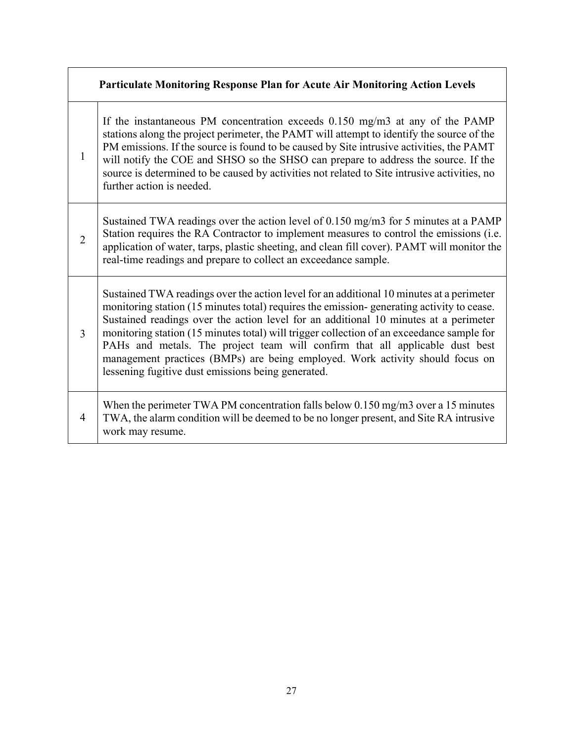| Particulate Monitoring Response Plan for Acute Air Monitoring Action Levels | |
|---|---|
| 1 | If the instantaneous PM concentration exceeds 0.150 mg/m3 at any of the PAMP stations along the project perimeter, the PAMT will attempt to identify the source of the PM emissions. If the source is found to be caused by Site intrusive activities, the PAMT will notify the COE and SHSO so the SHSO can prepare to address the source. If the source is determined to be caused by activities not related to Site intrusive activities, no further action is needed. |
| 2 | Sustained TWA readings over the action level of 0.150 mg/m3 for 5 minutes at a PAMP Station requires the RA Contractor to implement measures to control the emissions (i.e. application of water, tarps, plastic sheeting, and clean fill cover). PAMT will monitor the real-time readings and prepare to collect an exceedance sample. |
| 3 | Sustained TWA readings over the action level for an additional 10 minutes at a perimeter monitoring station (15 minutes total) requires the emission- generating activity to cease. Sustained readings over the action level for an additional 10 minutes at a perimeter monitoring station (15 minutes total) will trigger collection of an exceedance sample for PAHs and metals. The project team will confirm that all applicable dust best management practices (BMPs) are being employed. Work activity should focus on lessening fugitive dust emissions being generated. |
| 4 | When the perimeter TWA PM concentration falls below 0.150 mg/m3 over a 15 minutes TWA, the alarm condition will be deemed to be no longer present, and Site RA intrusive work may resume. |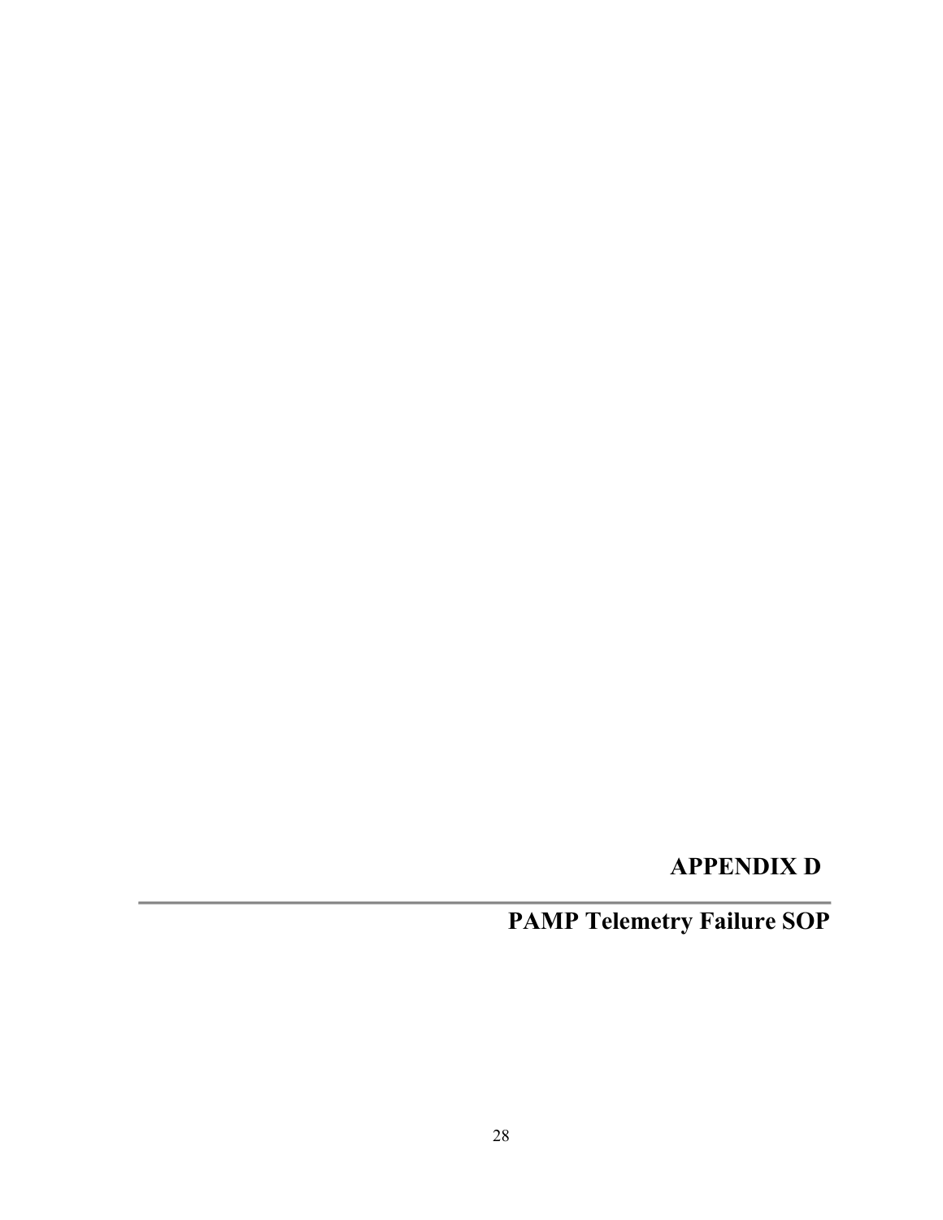# APPENDIX D

## PAMP Telemetry Failure SOP